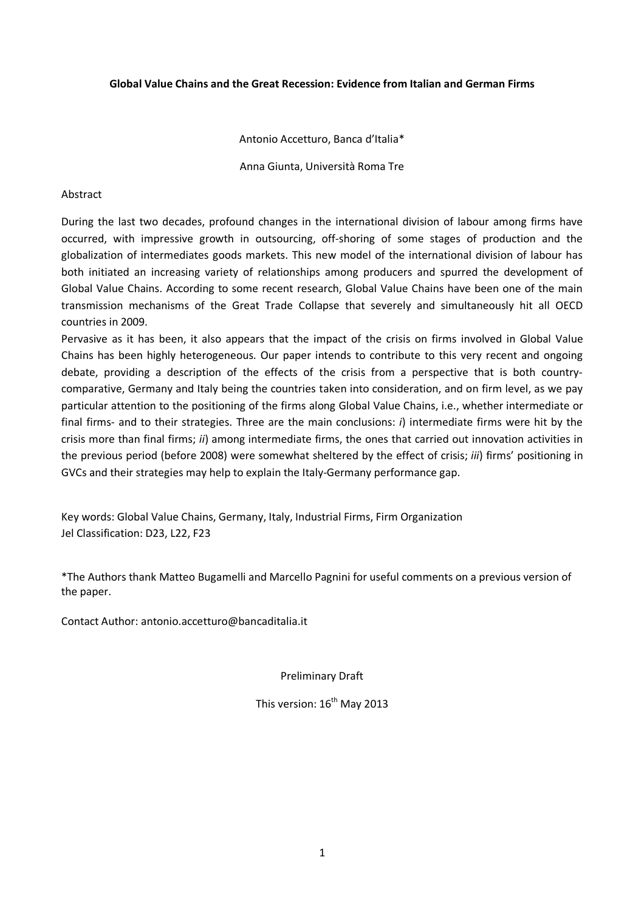# Global Value Chains and the Great Recession: Evidence from Italian and German Firms

Antonio Accetturo, Banca d'Italia*

Anna Giunta, Università Roma Tre

Abstract

During the last two decades, profound changes in the international division of labour among firms have occurred, with impressive growth in outsourcing, off-shoring of some stages of production and the globalization of intermediates goods markets. This new model of the international division of labour has both initiated an increasing variety of relationships among producers and spurred the development of Global Value Chains. According to some recent research, Global Value Chains have been one of the main transmission mechanisms of the Great Trade Collapse that severely and simultaneously hit all OECD countries in 2009.

Pervasive as it has been, it also appears that the impact of the crisis on firms involved in Global Value Chains has been highly heterogeneous. Our paper intends to contribute to this very recent and ongoing debate, providing a description of the effects of the crisis from a perspective that is both country-comparative, Germany and Italy being the countries taken into consideration, and on firm level, as we pay particular attention to the positioning of the firms along Global Value Chains, i.e., whether intermediate or final firms- and to their strategies. Three are the main conclusions: *i*) intermediate firms were hit by the crisis more than final firms; *ii*) among intermediate firms, the ones that carried out innovation activities in the previous period (before 2008) were somewhat sheltered by the effect of crisis; *iii*) firms' positioning in GVCs and their strategies may help to explain the Italy-Germany performance gap.

Key words: Global Value Chains, Germany, Italy, Industrial Firms, Firm Organization
Jel Classification: D23, L22, F23

*The Authors thank Matteo Bugamelli and Marcello Pagnini for useful comments on a previous version of the paper.

Contact Author: antonio.accetturo@bancaditalia.it

Preliminary Draft

This version: 16th May 2013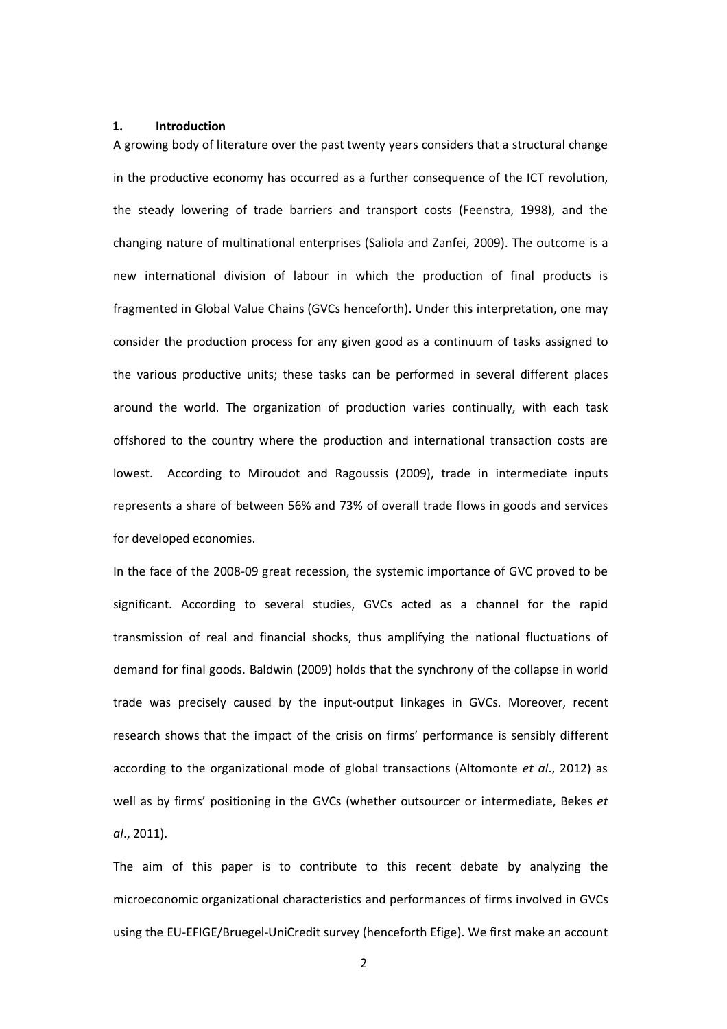## 1. Introduction

A growing body of literature over the past twenty years considers that a structural change in the productive economy has occurred as a further consequence of the ICT revolution, the steady lowering of trade barriers and transport costs (Feenstra, 1998), and the changing nature of multinational enterprises (Saliola and Zanfei, 2009). The outcome is a new international division of labour in which the production of final products is fragmented in Global Value Chains (GVCs henceforth). Under this interpretation, one may consider the production process for any given good as a continuum of tasks assigned to the various productive units; these tasks can be performed in several different places around the world. The organization of production varies continually, with each task offshored to the country where the production and international transaction costs are lowest. According to Miroudot and Ragoussis (2009), trade in intermediate inputs represents a share of between 56% and 73% of overall trade flows in goods and services for developed economies.

In the face of the 2008-09 great recession, the systemic importance of GVC proved to be significant. According to several studies, GVCs acted as a channel for the rapid transmission of real and financial shocks, thus amplifying the national fluctuations of demand for final goods. Baldwin (2009) holds that the synchrony of the collapse in world trade was precisely caused by the input-output linkages in GVCs. Moreover, recent research shows that the impact of the crisis on firms' performance is sensibly different according to the organizational mode of global transactions (Altomonte *et al*., 2012) as well as by firms' positioning in the GVCs (whether outsourcer or intermediate, Bekes *et al*., 2011).

The aim of this paper is to contribute to this recent debate by analyzing the microeconomic organizational characteristics and performances of firms involved in GVCs using the EU-EFIGE/Bruegel-UniCredit survey (henceforth Efige). We first make an account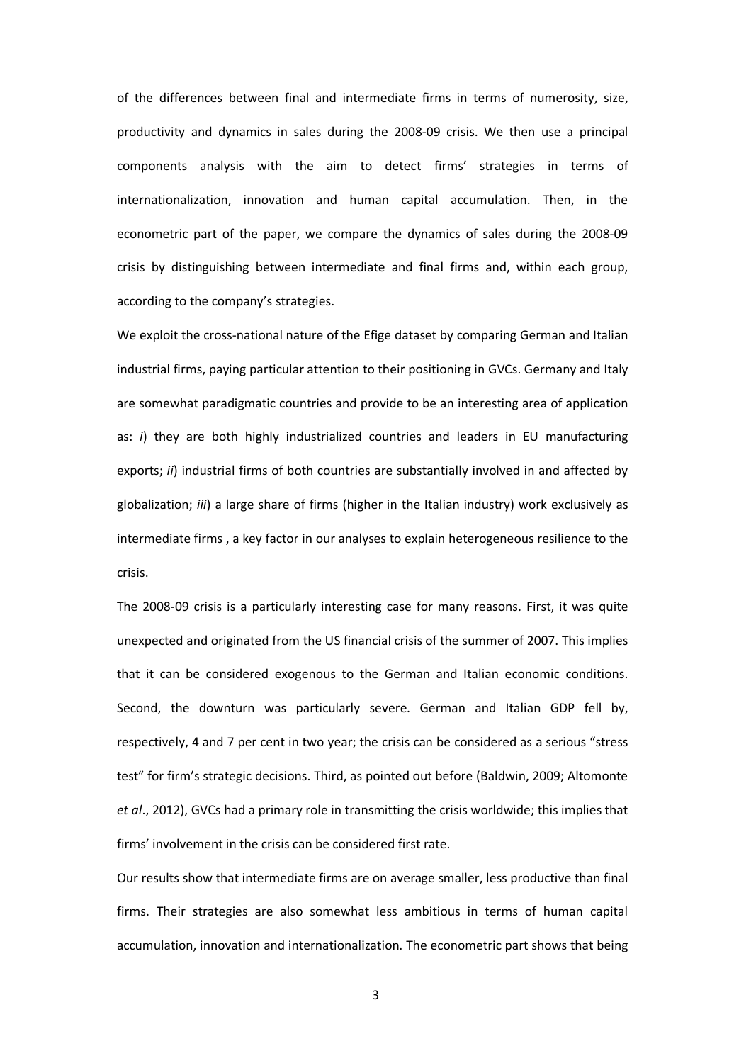of the differences between final and intermediate firms in terms of numerosity, size, productivity and dynamics in sales during the 2008-09 crisis. We then use a principal components analysis with the aim to detect firms' strategies in terms of internationalization, innovation and human capital accumulation. Then, in the econometric part of the paper, we compare the dynamics of sales during the 2008-09 crisis by distinguishing between intermediate and final firms and, within each group, according to the company's strategies.

We exploit the cross-national nature of the Efige dataset by comparing German and Italian industrial firms, paying particular attention to their positioning in GVCs. Germany and Italy are somewhat paradigmatic countries and provide to be an interesting area of application as: *i*) they are both highly industrialized countries and leaders in EU manufacturing exports; *ii*) industrial firms of both countries are substantially involved in and affected by globalization; *iii*) a large share of firms (higher in the Italian industry) work exclusively as intermediate firms , a key factor in our analyses to explain heterogeneous resilience to the crisis.

The 2008-09 crisis is a particularly interesting case for many reasons. First, it was quite unexpected and originated from the US financial crisis of the summer of 2007. This implies that it can be considered exogenous to the German and Italian economic conditions. Second, the downturn was particularly severe. German and Italian GDP fell by, respectively, 4 and 7 per cent in two year; the crisis can be considered as a serious "stress test" for firm's strategic decisions. Third, as pointed out before (Baldwin, 2009; Altomonte *et al*., 2012), GVCs had a primary role in transmitting the crisis worldwide; this implies that firms' involvement in the crisis can be considered first rate.

Our results show that intermediate firms are on average smaller, less productive than final firms. Their strategies are also somewhat less ambitious in terms of human capital accumulation, innovation and internationalization. The econometric part shows that being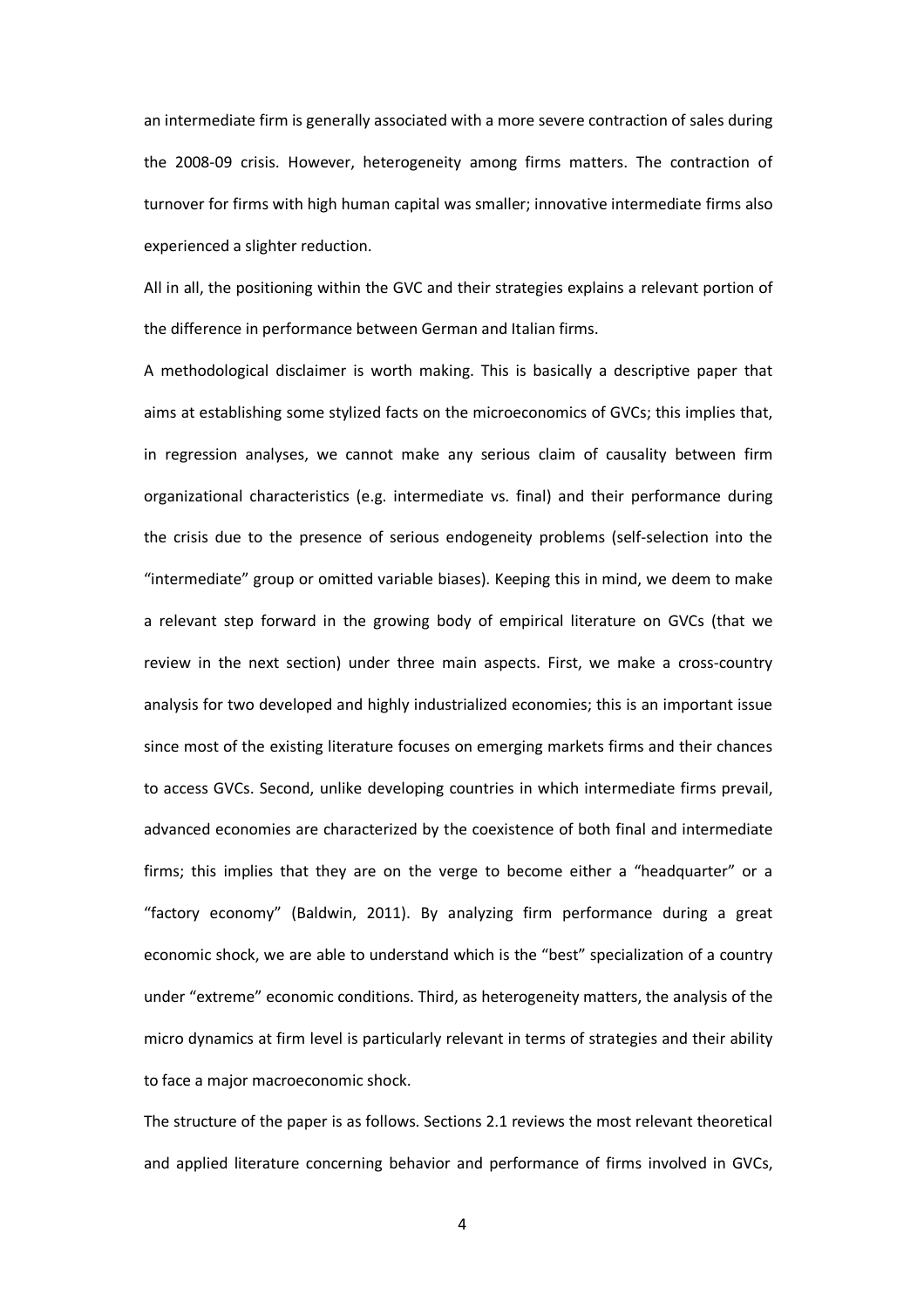an intermediate firm is generally associated with a more severe contraction of sales during the 2008-09 crisis. However, heterogeneity among firms matters. The contraction of turnover for firms with high human capital was smaller; innovative intermediate firms also experienced a slighter reduction.

All in all, the positioning within the GVC and their strategies explains a relevant portion of the difference in performance between German and Italian firms.

A methodological disclaimer is worth making. This is basically a descriptive paper that aims at establishing some stylized facts on the microeconomics of GVCs; this implies that, in regression analyses, we cannot make any serious claim of causality between firm organizational characteristics (e.g. intermediate vs. final) and their performance during the crisis due to the presence of serious endogeneity problems (self-selection into the "intermediate" group or omitted variable biases). Keeping this in mind, we deem to make a relevant step forward in the growing body of empirical literature on GVCs (that we review in the next section) under three main aspects. First, we make a cross-country analysis for two developed and highly industrialized economies; this is an important issue since most of the existing literature focuses on emerging markets firms and their chances to access GVCs. Second, unlike developing countries in which intermediate firms prevail, advanced economies are characterized by the coexistence of both final and intermediate firms; this implies that they are on the verge to become either a "headquarter" or a "factory economy" (Baldwin, 2011). By analyzing firm performance during a great economic shock, we are able to understand which is the "best" specialization of a country under "extreme" economic conditions. Third, as heterogeneity matters, the analysis of the micro dynamics at firm level is particularly relevant in terms of strategies and their ability to face a major macroeconomic shock.

The structure of the paper is as follows. Sections 2.1 reviews the most relevant theoretical and applied literature concerning behavior and performance of firms involved in GVCs,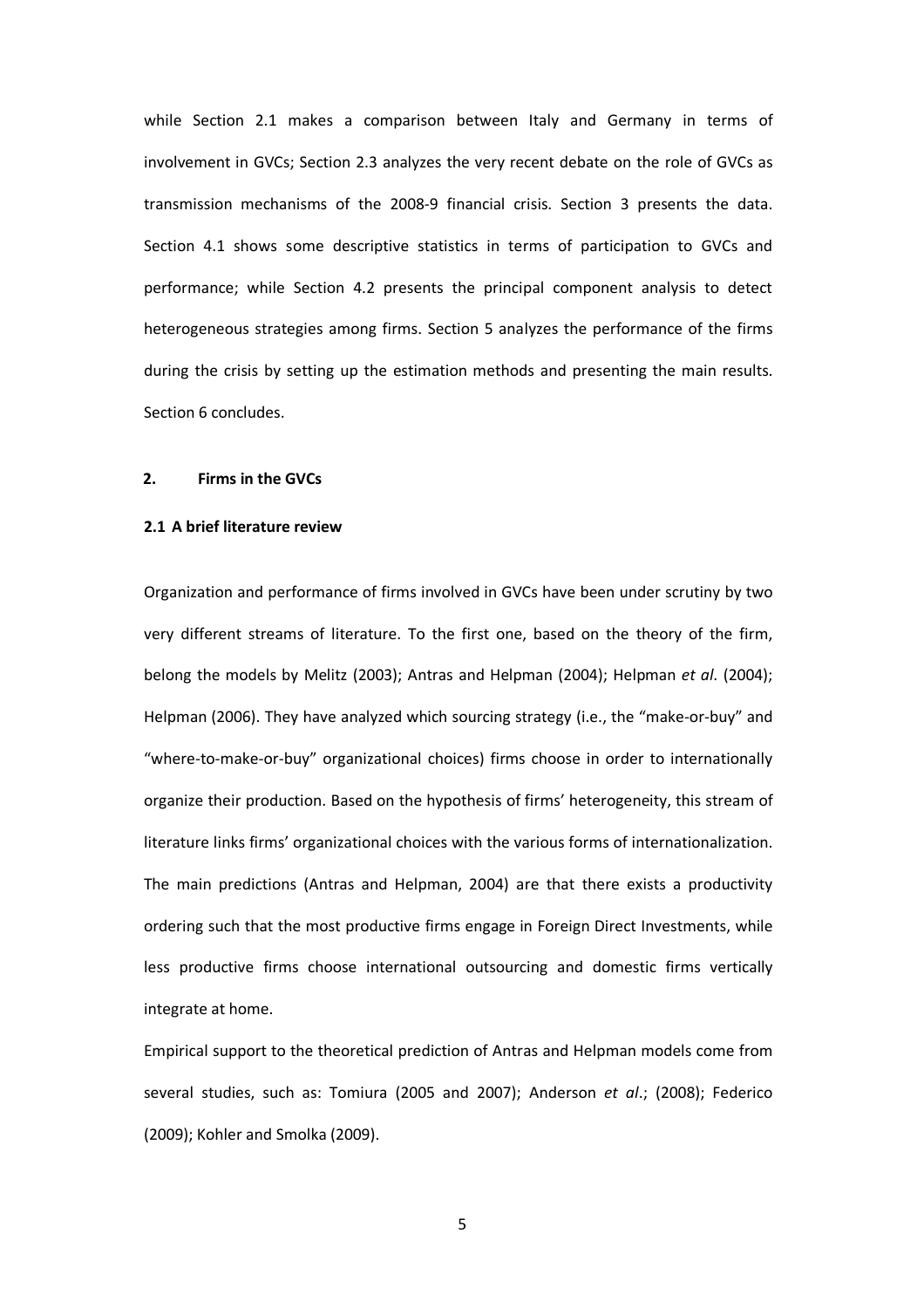while Section 2.1 makes a comparison between Italy and Germany in terms of involvement in GVCs; Section 2.3 analyzes the very recent debate on the role of GVCs as transmission mechanisms of the 2008-9 financial crisis. Section 3 presents the data. Section 4.1 shows some descriptive statistics in terms of participation to GVCs and performance; while Section 4.2 presents the principal component analysis to detect heterogeneous strategies among firms. Section 5 analyzes the performance of the firms during the crisis by setting up the estimation methods and presenting the main results. Section 6 concludes.

## 2. Firms in the GVCs

### 2.1 A brief literature review

Organization and performance of firms involved in GVCs have been under scrutiny by two very different streams of literature. To the first one, based on the theory of the firm, belong the models by Melitz (2003); Antras and Helpman (2004); Helpman *et al*. (2004); Helpman (2006). They have analyzed which sourcing strategy (i.e., the "make-or-buy" and "where-to-make-or-buy" organizational choices) firms choose in order to internationally organize their production. Based on the hypothesis of firms' heterogeneity, this stream of literature links firms' organizational choices with the various forms of internationalization. The main predictions (Antras and Helpman, 2004) are that there exists a productivity ordering such that the most productive firms engage in Foreign Direct Investments, while less productive firms choose international outsourcing and domestic firms vertically integrate at home.

Empirical support to the theoretical prediction of Antras and Helpman models come from several studies, such as: Tomiura (2005 and 2007); Anderson *et al*.; (2008); Federico (2009); Kohler and Smolka (2009).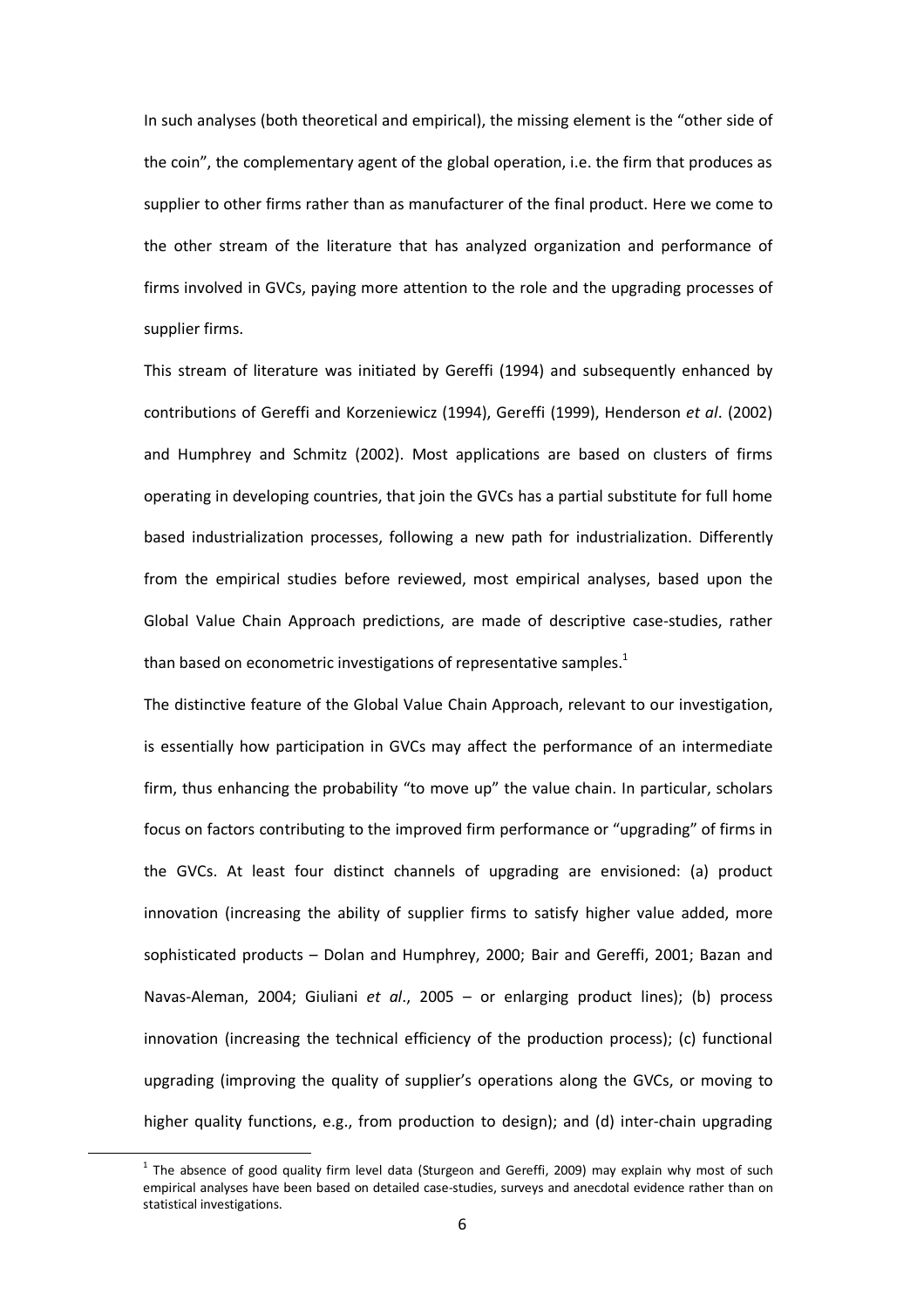In such analyses (both theoretical and empirical), the missing element is the "other side of the coin", the complementary agent of the global operation, i.e. the firm that produces as supplier to other firms rather than as manufacturer of the final product. Here we come to the other stream of the literature that has analyzed organization and performance of firms involved in GVCs, paying more attention to the role and the upgrading processes of supplier firms.

This stream of literature was initiated by Gereffi (1994) and subsequently enhanced by contributions of Gereffi and Korzeniewicz (1994), Gereffi (1999), Henderson *et al*. (2002) and Humphrey and Schmitz (2002). Most applications are based on clusters of firms operating in developing countries, that join the GVCs has a partial substitute for full home based industrialization processes, following a new path for industrialization. Differently from the empirical studies before reviewed, most empirical analyses, based upon the Global Value Chain Approach predictions, are made of descriptive case-studies, rather than based on econometric investigations of representative samples.[1]

The distinctive feature of the Global Value Chain Approach, relevant to our investigation, is essentially how participation in GVCs may affect the performance of an intermediate firm, thus enhancing the probability "to move up" the value chain. In particular, scholars focus on factors contributing to the improved firm performance or "upgrading" of firms in the GVCs. At least four distinct channels of upgrading are envisioned: (a) product innovation (increasing the ability of supplier firms to satisfy higher value added, more sophisticated products – Dolan and Humphrey, 2000; Bair and Gereffi, 2001; Bazan and Navas-Aleman, 2004; Giuliani *et al*., 2005 – or enlarging product lines); (b) process innovation (increasing the technical efficiency of the production process); (c) functional upgrading (improving the quality of supplier's operations along the GVCs, or moving to higher quality functions, e.g., from production to design); and (d) inter-chain upgrading

[1] The absence of good quality firm level data (Sturgeon and Gereffi, 2009) may explain why most of such empirical analyses have been based on detailed case-studies, surveys and anecdotal evidence rather than on statistical investigations.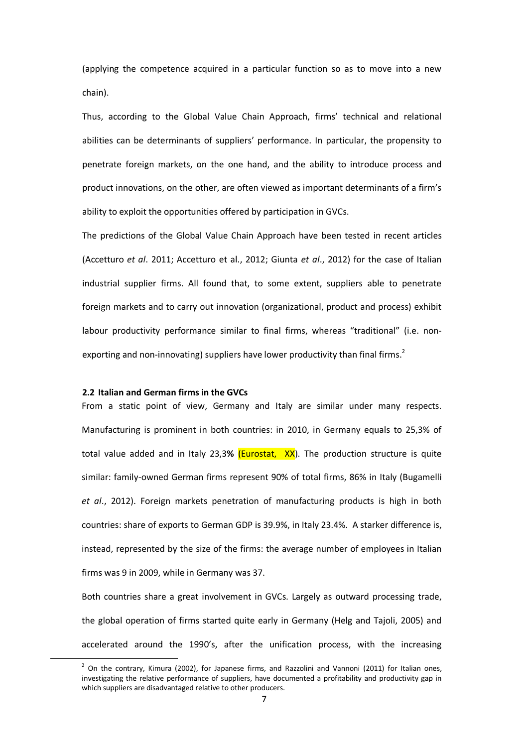(applying the competence acquired in a particular function so as to move into a new chain).

Thus, according to the Global Value Chain Approach, firms' technical and relational abilities can be determinants of suppliers' performance. In particular, the propensity to penetrate foreign markets, on the one hand, and the ability to introduce process and product innovations, on the other, are often viewed as important determinants of a firm's ability to exploit the opportunities offered by participation in GVCs.

The predictions of the Global Value Chain Approach have been tested in recent articles (Accetturo *et al*. 2011; Accetturo et al., 2012; Giunta *et al*., 2012) for the case of Italian industrial supplier firms. All found that, to some extent, suppliers able to penetrate foreign markets and to carry out innovation (organizational, product and process) exhibit labour productivity performance similar to final firms, whereas "traditional" (i.e. non-exporting and non-innovating) suppliers have lower productivity than final firms.[2]

### 2.2 Italian and German firms in the GVCs

From a static point of view, Germany and Italy are similar under many respects. Manufacturing is prominent in both countries: in 2010, in Germany equals to 25,3% of total value added and in Italy 23,3**%** (Eurostat, XX). The production structure is quite similar: family-owned German firms represent 90% of total firms, 86% in Italy (Bugamelli *et al*., 2012). Foreign markets penetration of manufacturing products is high in both countries: share of exports to German GDP is 39.9%, in Italy 23.4%. A starker difference is, instead, represented by the size of the firms: the average number of employees in Italian firms was 9 in 2009, while in Germany was 37.

Both countries share a great involvement in GVCs. Largely as outward processing trade, the global operation of firms started quite early in Germany (Helg and Tajoli, 2005) and accelerated around the 1990's, after the unification process, with the increasing

[2] On the contrary, Kimura (2002), for Japanese firms, and Razzolini and Vannoni (2011) for Italian ones, investigating the relative performance of suppliers, have documented a profitability and productivity gap in which suppliers are disadvantaged relative to other producers.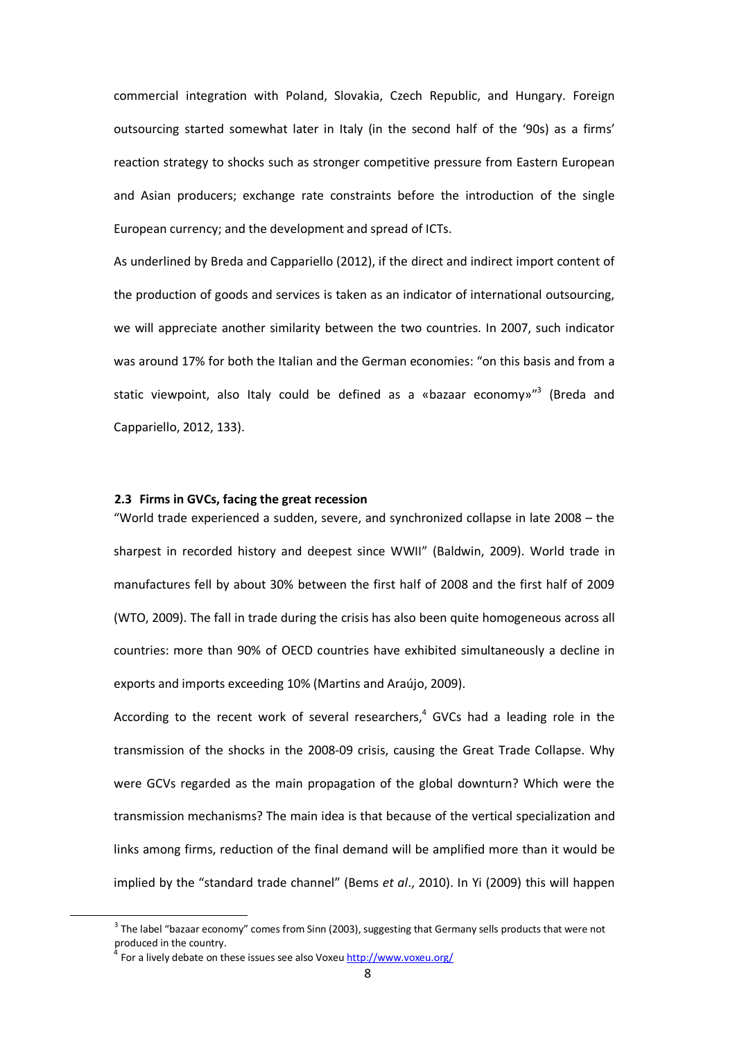commercial integration with Poland, Slovakia, Czech Republic, and Hungary. Foreign outsourcing started somewhat later in Italy (in the second half of the '90s) as a firms' reaction strategy to shocks such as stronger competitive pressure from Eastern European and Asian producers; exchange rate constraints before the introduction of the single European currency; and the development and spread of ICTs.

As underlined by Breda and Cappariello (2012), if the direct and indirect import content of the production of goods and services is taken as an indicator of international outsourcing, we will appreciate another similarity between the two countries. In 2007, such indicator was around 17% for both the Italian and the German economies: "on this basis and from a static viewpoint, also Italy could be defined as a «bazaar economy»"[3] (Breda and Cappariello, 2012, 133).

### 2.3 Firms in GVCs, facing the great recession

"World trade experienced a sudden, severe, and synchronized collapse in late 2008 – the sharpest in recorded history and deepest since WWII" (Baldwin, 2009). World trade in manufactures fell by about 30% between the first half of 2008 and the first half of 2009 (WTO, 2009). The fall in trade during the crisis has also been quite homogeneous across all countries: more than 90% of OECD countries have exhibited simultaneously a decline in exports and imports exceeding 10% (Martins and Araújo, 2009).

According to the recent work of several researchers,[4] GVCs had a leading role in the transmission of the shocks in the 2008-09 crisis, causing the Great Trade Collapse. Why were GCVs regarded as the main propagation of the global downturn? Which were the transmission mechanisms? The main idea is that because of the vertical specialization and links among firms, reduction of the final demand will be amplified more than it would be implied by the "standard trade channel" (Bems *et al*., 2010). In Yi (2009) this will happen

[3] The label "bazaar economy" comes from Sinn (2003), suggesting that Germany sells products that were not produced in the country.

[4] For a lively debate on these issues see also Voxeu http://www.voxeu.org/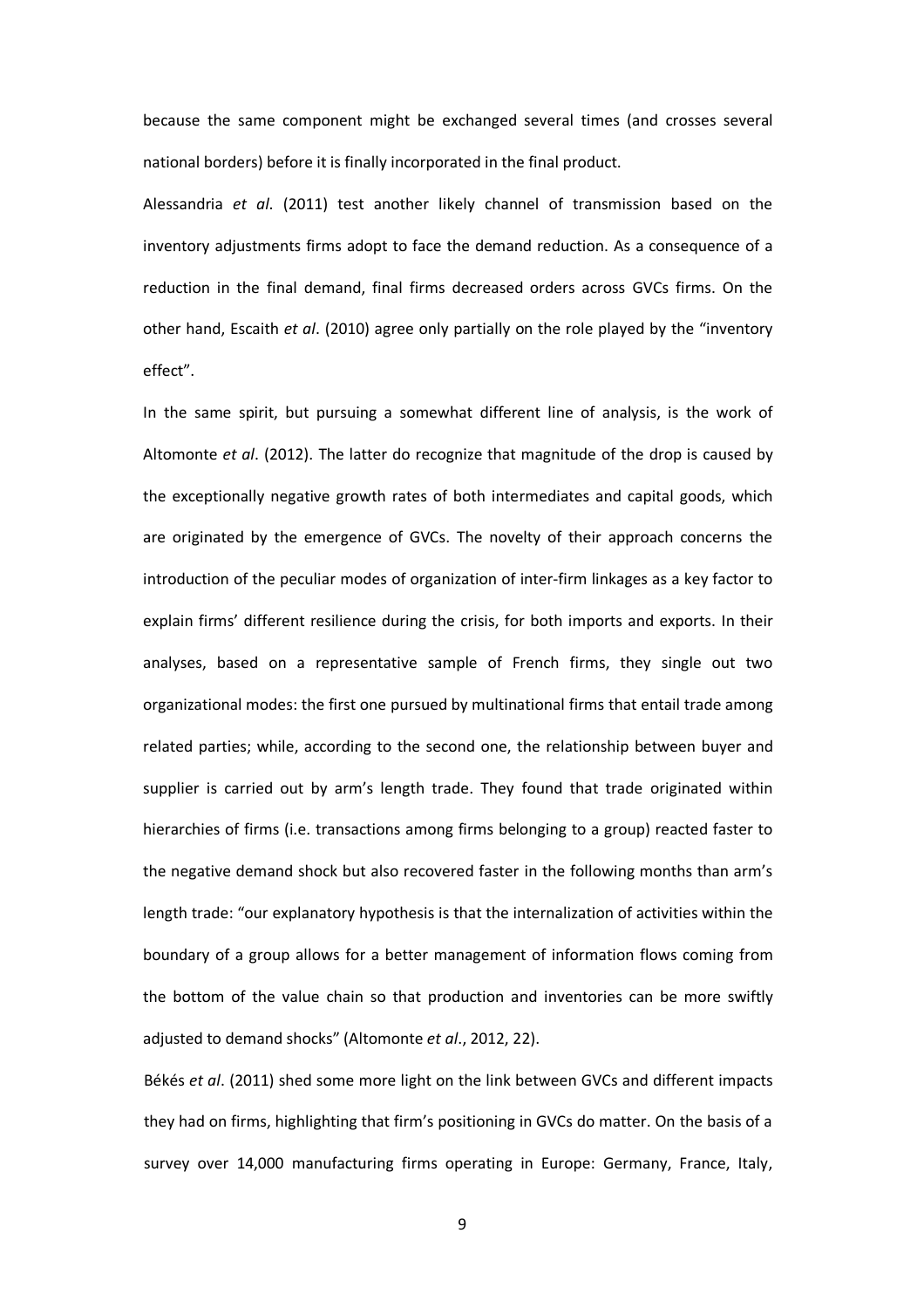because the same component might be exchanged several times (and crosses several national borders) before it is finally incorporated in the final product.

Alessandria *et al*. (2011) test another likely channel of transmission based on the inventory adjustments firms adopt to face the demand reduction. As a consequence of a reduction in the final demand, final firms decreased orders across GVCs firms. On the other hand, Escaith *et al*. (2010) agree only partially on the role played by the "inventory effect".

In the same spirit, but pursuing a somewhat different line of analysis, is the work of Altomonte *et al*. (2012). The latter do recognize that magnitude of the drop is caused by the exceptionally negative growth rates of both intermediates and capital goods, which are originated by the emergence of GVCs. The novelty of their approach concerns the introduction of the peculiar modes of organization of inter-firm linkages as a key factor to explain firms' different resilience during the crisis, for both imports and exports. In their analyses, based on a representative sample of French firms, they single out two organizational modes: the first one pursued by multinational firms that entail trade among related parties; while, according to the second one, the relationship between buyer and supplier is carried out by arm's length trade. They found that trade originated within hierarchies of firms (i.e. transactions among firms belonging to a group) reacted faster to the negative demand shock but also recovered faster in the following months than arm's length trade: "our explanatory hypothesis is that the internalization of activities within the boundary of a group allows for a better management of information flows coming from the bottom of the value chain so that production and inventories can be more swiftly adjusted to demand shocks" (Altomonte *et al*., 2012, 22).

Békés *et al*. (2011) shed some more light on the link between GVCs and different impacts they had on firms, highlighting that firm's positioning in GVCs do matter. On the basis of a survey over 14,000 manufacturing firms operating in Europe: Germany, France, Italy,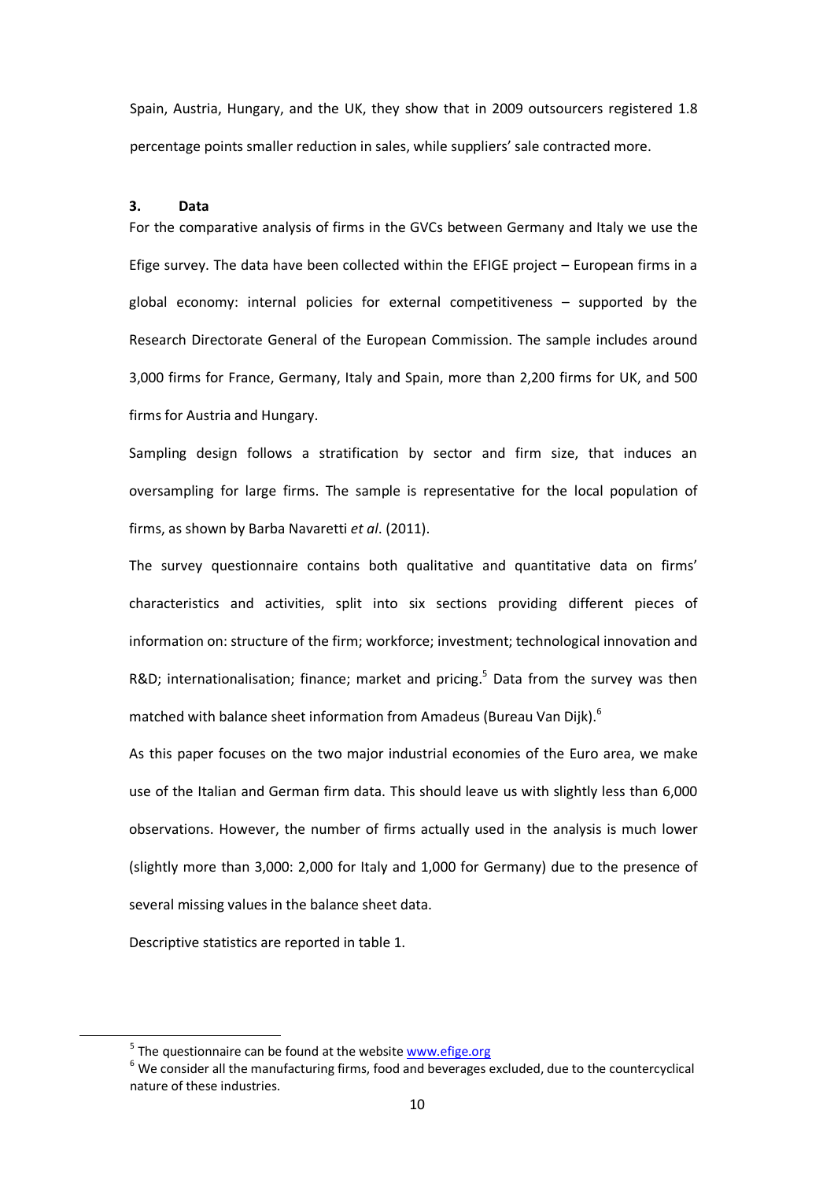Spain, Austria, Hungary, and the UK, they show that in 2009 outsourcers registered 1.8 percentage points smaller reduction in sales, while suppliers' sale contracted more.

## 3. Data

For the comparative analysis of firms in the GVCs between Germany and Italy we use the Efige survey. The data have been collected within the EFIGE project – European firms in a global economy: internal policies for external competitiveness – supported by the Research Directorate General of the European Commission. The sample includes around 3,000 firms for France, Germany, Italy and Spain, more than 2,200 firms for UK, and 500 firms for Austria and Hungary.

Sampling design follows a stratification by sector and firm size, that induces an oversampling for large firms. The sample is representative for the local population of firms, as shown by Barba Navaretti *et al*. (2011).

The survey questionnaire contains both qualitative and quantitative data on firms' characteristics and activities, split into six sections providing different pieces of information on: structure of the firm; workforce; investment; technological innovation and R&D; internationalisation; finance; market and pricing.[5] Data from the survey was then matched with balance sheet information from Amadeus (Bureau Van Dijk).[6]

As this paper focuses on the two major industrial economies of the Euro area, we make use of the Italian and German firm data. This should leave us with slightly less than 6,000 observations. However, the number of firms actually used in the analysis is much lower (slightly more than 3,000: 2,000 for Italy and 1,000 for Germany) due to the presence of several missing values in the balance sheet data.

Descriptive statistics are reported in table 1.

---

[5] The questionnaire can be found at the website www.efige.org

[6] We consider all the manufacturing firms, food and beverages excluded, due to the countercyclical nature of these industries.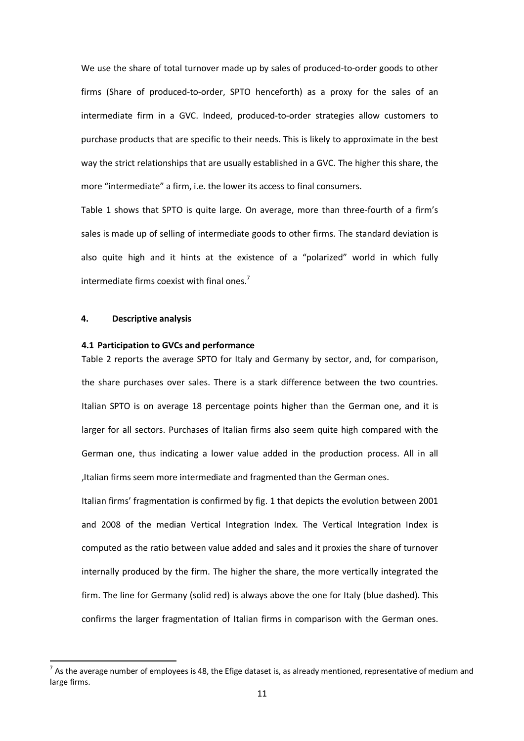We use the share of total turnover made up by sales of produced-to-order goods to other firms (Share of produced-to-order, SPTO henceforth) as a proxy for the sales of an intermediate firm in a GVC. Indeed, produced-to-order strategies allow customers to purchase products that are specific to their needs. This is likely to approximate in the best way the strict relationships that are usually established in a GVC. The higher this share, the more "intermediate" a firm, i.e. the lower its access to final consumers.

Table 1 shows that SPTO is quite large. On average, more than three-fourth of a firm's sales is made up of selling of intermediate goods to other firms. The standard deviation is also quite high and it hints at the existence of a "polarized" world in which fully intermediate firms coexist with final ones.[7]

## 4. Descriptive analysis

### 4.1 Participation to GVCs and performance

Table 2 reports the average SPTO for Italy and Germany by sector, and, for comparison, the share purchases over sales. There is a stark difference between the two countries. Italian SPTO is on average 18 percentage points higher than the German one, and it is larger for all sectors. Purchases of Italian firms also seem quite high compared with the German one, thus indicating a lower value added in the production process. All in all ,Italian firms seem more intermediate and fragmented than the German ones.

Italian firms' fragmentation is confirmed by fig. 1 that depicts the evolution between 2001 and 2008 of the median Vertical Integration Index. The Vertical Integration Index is computed as the ratio between value added and sales and it proxies the share of turnover internally produced by the firm. The higher the share, the more vertically integrated the firm. The line for Germany (solid red) is always above the one for Italy (blue dashed). This confirms the larger fragmentation of Italian firms in comparison with the German ones.

[7] As the average number of employees is 48, the Efige dataset is, as already mentioned, representative of medium and large firms.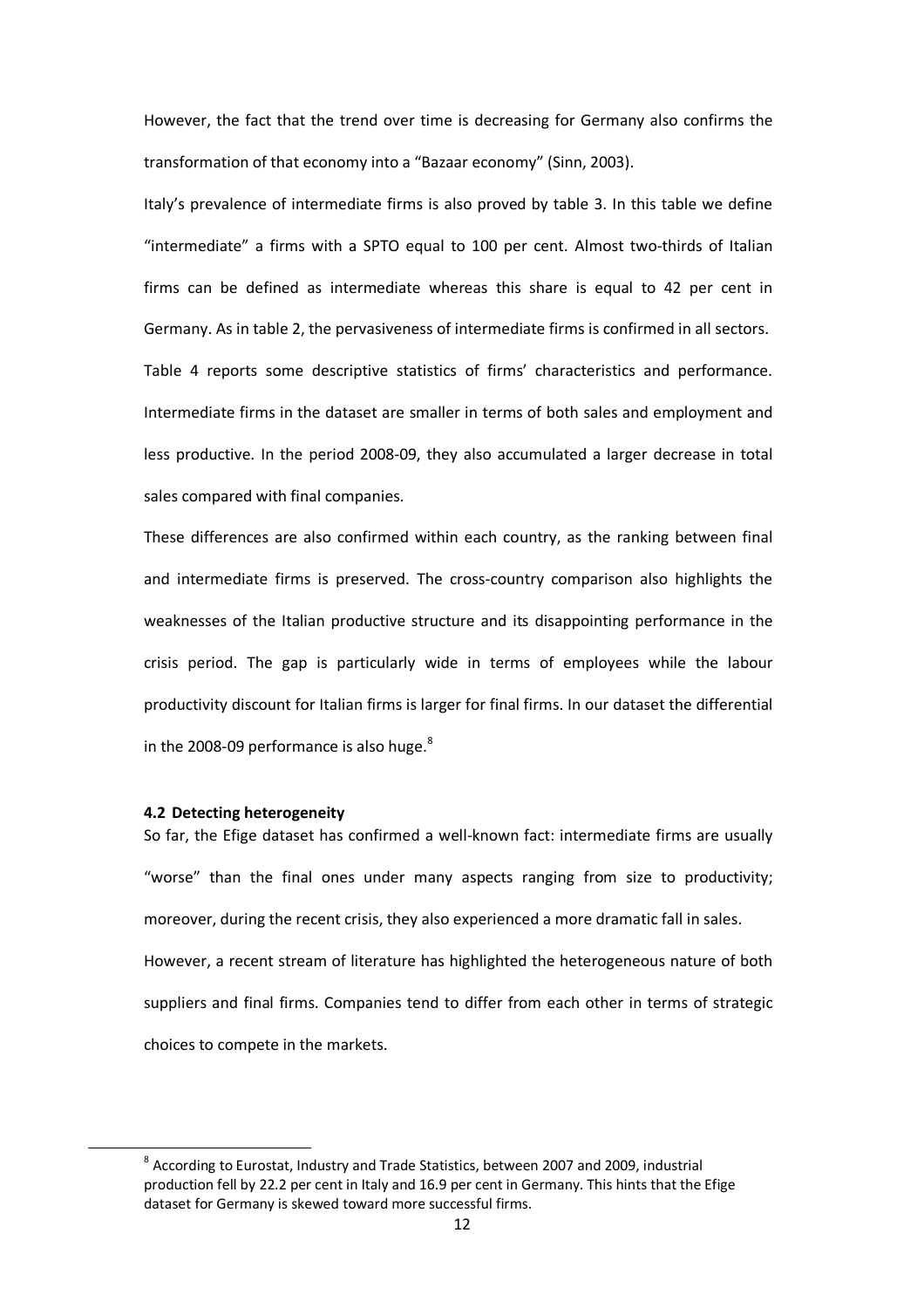However, the fact that the trend over time is decreasing for Germany also confirms the transformation of that economy into a "Bazaar economy" (Sinn, 2003).

Italy's prevalence of intermediate firms is also proved by table 3. In this table we define "intermediate" a firms with a SPTO equal to 100 per cent. Almost two-thirds of Italian firms can be defined as intermediate whereas this share is equal to 42 per cent in Germany. As in table 2, the pervasiveness of intermediate firms is confirmed in all sectors.

Table 4 reports some descriptive statistics of firms' characteristics and performance. Intermediate firms in the dataset are smaller in terms of both sales and employment and less productive. In the period 2008-09, they also accumulated a larger decrease in total sales compared with final companies.

These differences are also confirmed within each country, as the ranking between final and intermediate firms is preserved. The cross-country comparison also highlights the weaknesses of the Italian productive structure and its disappointing performance in the crisis period. The gap is particularly wide in terms of employees while the labour productivity discount for Italian firms is larger for final firms. In our dataset the differential in the 2008-09 performance is also huge.[8]

### 4.2 Detecting heterogeneity

So far, the Efige dataset has confirmed a well-known fact: intermediate firms are usually "worse" than the final ones under many aspects ranging from size to productivity; moreover, during the recent crisis, they also experienced a more dramatic fall in sales.

However, a recent stream of literature has highlighted the heterogeneous nature of both suppliers and final firms. Companies tend to differ from each other in terms of strategic choices to compete in the markets.

---

[8] According to Eurostat, Industry and Trade Statistics, between 2007 and 2009, industrial production fell by 22.2 per cent in Italy and 16.9 per cent in Germany. This hints that the Efige dataset for Germany is skewed toward more successful firms.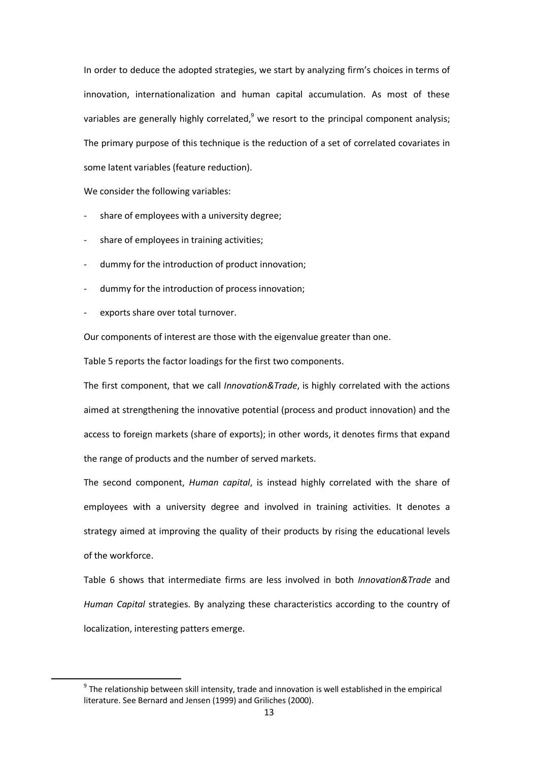In order to deduce the adopted strategies, we start by analyzing firm's choices in terms of innovation, internationalization and human capital accumulation. As most of these variables are generally highly correlated,[9] we resort to the principal component analysis; The primary purpose of this technique is the reduction of a set of correlated covariates in some latent variables (feature reduction).

We consider the following variables:

- share of employees with a university degree;
- share of employees in training activities;
- dummy for the introduction of product innovation;
- dummy for the introduction of process innovation;
- exports share over total turnover.

Our components of interest are those with the eigenvalue greater than one.

Table 5 reports the factor loadings for the first two components.

The first component, that we call *Innovation&Trade*, is highly correlated with the actions aimed at strengthening the innovative potential (process and product innovation) and the access to foreign markets (share of exports); in other words, it denotes firms that expand the range of products and the number of served markets.

The second component, *Human capital*, is instead highly correlated with the share of employees with a university degree and involved in training activities. It denotes a strategy aimed at improving the quality of their products by rising the educational levels of the workforce.

Table 6 shows that intermediate firms are less involved in both *Innovation&Trade* and *Human Capital* strategies. By analyzing these characteristics according to the country of localization, interesting patters emerge.

[9] The relationship between skill intensity, trade and innovation is well established in the empirical literature. See Bernard and Jensen (1999) and Griliches (2000).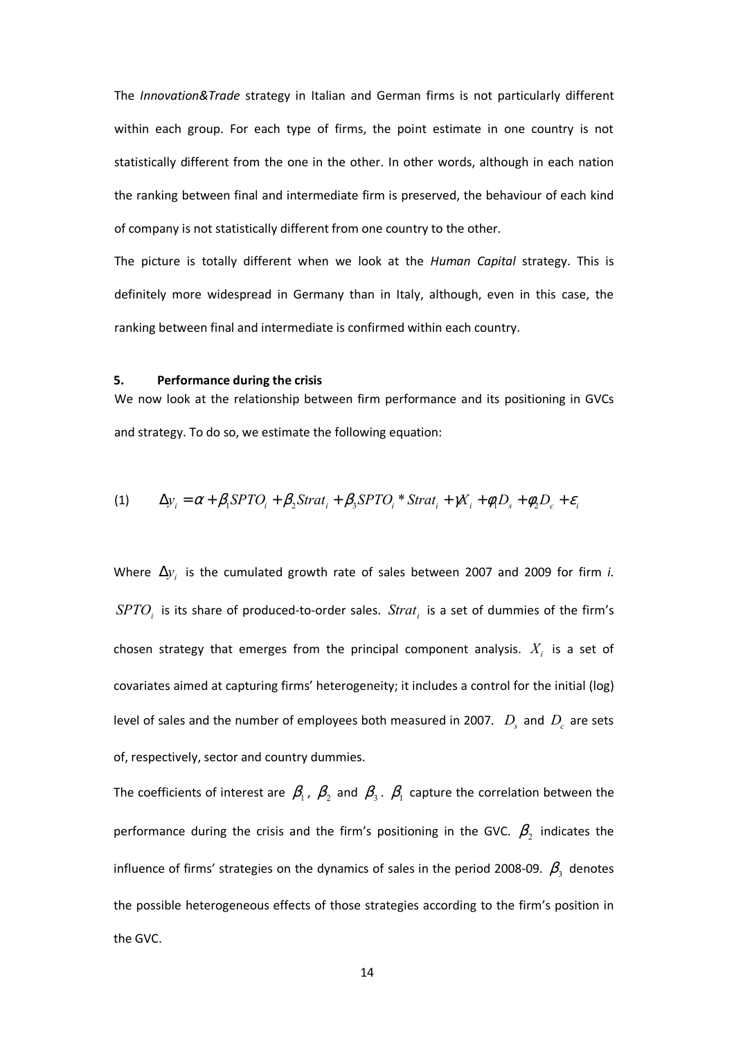The *Innovation&Trade* strategy in Italian and German firms is not particularly different within each group. For each type of firms, the point estimate in one country is not statistically different from the one in the other. In other words, although in each nation the ranking between final and intermediate firm is preserved, the behaviour of each kind of company is not statistically different from one country to the other.

The picture is totally different when we look at the *Human Capital* strategy. This is definitely more widespread in Germany than in Italy, although, even in this case, the ranking between final and intermediate is confirmed within each country.

## 5. Performance during the crisis

We now look at the relationship between firm performance and its positioning in GVCs and strategy. To do so, we estimate the following equation:

$$\text{(1)} \qquad \Delta y_i = \alpha + \beta_1 SPTO_i + \beta_2 Strat_i + \beta_3 SPTO_i * Strat_i + \gamma X_i + \phi_1 D_s + \phi_2 D_c + \varepsilon_i$$

Where $\Delta y_i$ is the cumulated growth rate of sales between 2007 and 2009 for firm *i*. $SPTO_i$ is its share of produced-to-order sales. $Strat_i$ is a set of dummies of the firm's chosen strategy that emerges from the principal component analysis. $X_i$ is a set of covariates aimed at capturing firms' heterogeneity; it includes a control for the initial (log) level of sales and the number of employees both measured in 2007. $D_s$ and $D_c$ are sets of, respectively, sector and country dummies.

The coefficients of interest are $\beta_1$, $\beta_2$ and $\beta_3$. $\beta_1$ capture the correlation between the performance during the crisis and the firm's positioning in the GVC. $\beta_2$ indicates the influence of firms' strategies on the dynamics of sales in the period 2008-09. $\beta_3$ denotes the possible heterogeneous effects of those strategies according to the firm's position in the GVC.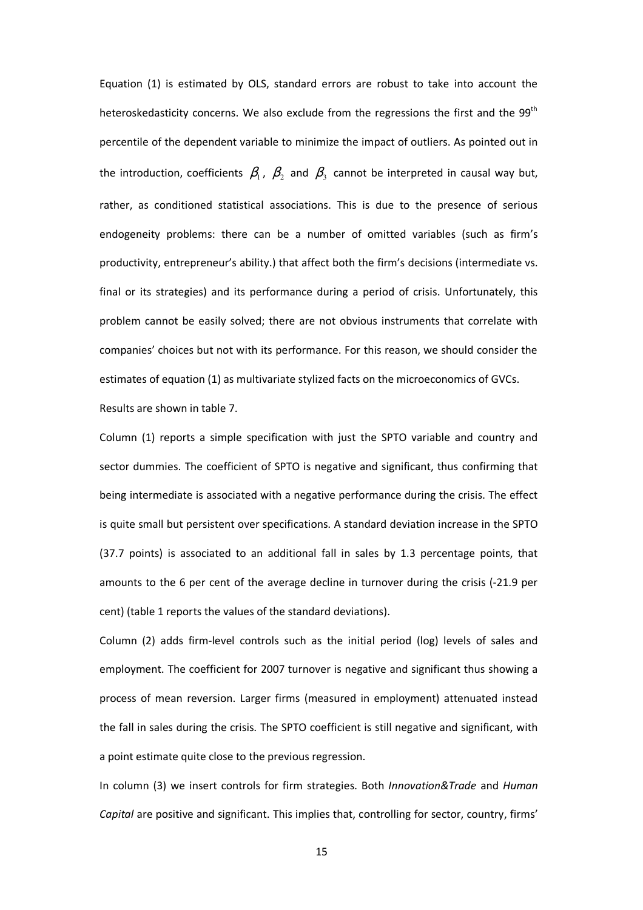Equation (1) is estimated by OLS, standard errors are robust to take into account the heteroskedasticity concerns. We also exclude from the regressions the first and the 99[th] percentile of the dependent variable to minimize the impact of outliers. As pointed out in the introduction, coefficients $\beta_1$, $\beta_2$ and $\beta_3$ cannot be interpreted in causal way but, rather, as conditioned statistical associations. This is due to the presence of serious endogeneity problems: there can be a number of omitted variables (such as firm's productivity, entrepreneur's ability.) that affect both the firm's decisions (intermediate vs. final or its strategies) and its performance during a period of crisis. Unfortunately, this problem cannot be easily solved; there are not obvious instruments that correlate with companies' choices but not with its performance. For this reason, we should consider the estimates of equation (1) as multivariate stylized facts on the microeconomics of GVCs.

Results are shown in table 7.

Column (1) reports a simple specification with just the SPTO variable and country and sector dummies. The coefficient of SPTO is negative and significant, thus confirming that being intermediate is associated with a negative performance during the crisis. The effect is quite small but persistent over specifications. A standard deviation increase in the SPTO (37.7 points) is associated to an additional fall in sales by 1.3 percentage points, that amounts to the 6 per cent of the average decline in turnover during the crisis (-21.9 per cent) (table 1 reports the values of the standard deviations).

Column (2) adds firm-level controls such as the initial period (log) levels of sales and employment. The coefficient for 2007 turnover is negative and significant thus showing a process of mean reversion. Larger firms (measured in employment) attenuated instead the fall in sales during the crisis. The SPTO coefficient is still negative and significant, with a point estimate quite close to the previous regression.

In column (3) we insert controls for firm strategies. Both *Innovation&Trade* and *Human Capital* are positive and significant. This implies that, controlling for sector, country, firms'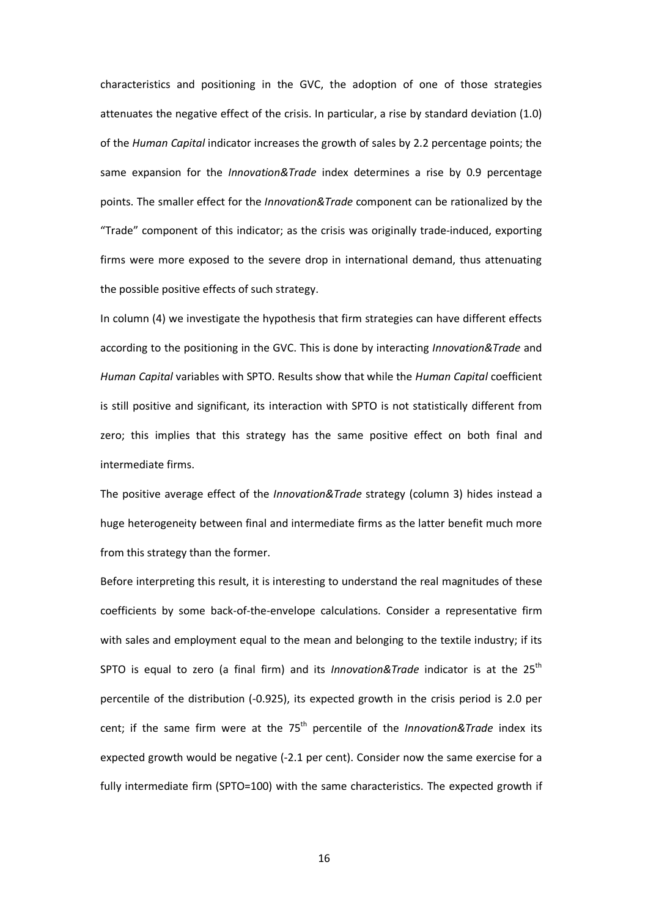characteristics and positioning in the GVC, the adoption of one of those strategies attenuates the negative effect of the crisis. In particular, a rise by standard deviation (1.0) of the *Human Capital* indicator increases the growth of sales by 2.2 percentage points; the same expansion for the *Innovation&Trade* index determines a rise by 0.9 percentage points. The smaller effect for the *Innovation&Trade* component can be rationalized by the "Trade" component of this indicator; as the crisis was originally trade-induced, exporting firms were more exposed to the severe drop in international demand, thus attenuating the possible positive effects of such strategy.

In column (4) we investigate the hypothesis that firm strategies can have different effects according to the positioning in the GVC. This is done by interacting *Innovation&Trade* and *Human Capital* variables with SPTO. Results show that while the *Human Capital* coefficient is still positive and significant, its interaction with SPTO is not statistically different from zero; this implies that this strategy has the same positive effect on both final and intermediate firms.

The positive average effect of the *Innovation&Trade* strategy (column 3) hides instead a huge heterogeneity between final and intermediate firms as the latter benefit much more from this strategy than the former.

Before interpreting this result, it is interesting to understand the real magnitudes of these coefficients by some back-of-the-envelope calculations. Consider a representative firm with sales and employment equal to the mean and belonging to the textile industry; if its SPTO is equal to zero (a final firm) and its *Innovation&Trade* indicator is at the $25^{th}$ percentile of the distribution (-0.925), its expected growth in the crisis period is 2.0 per cent; if the same firm were at the $75^{th}$ percentile of the *Innovation&Trade* index its expected growth would be negative (-2.1 per cent). Consider now the same exercise for a fully intermediate firm (SPTO=100) with the same characteristics. The expected growth if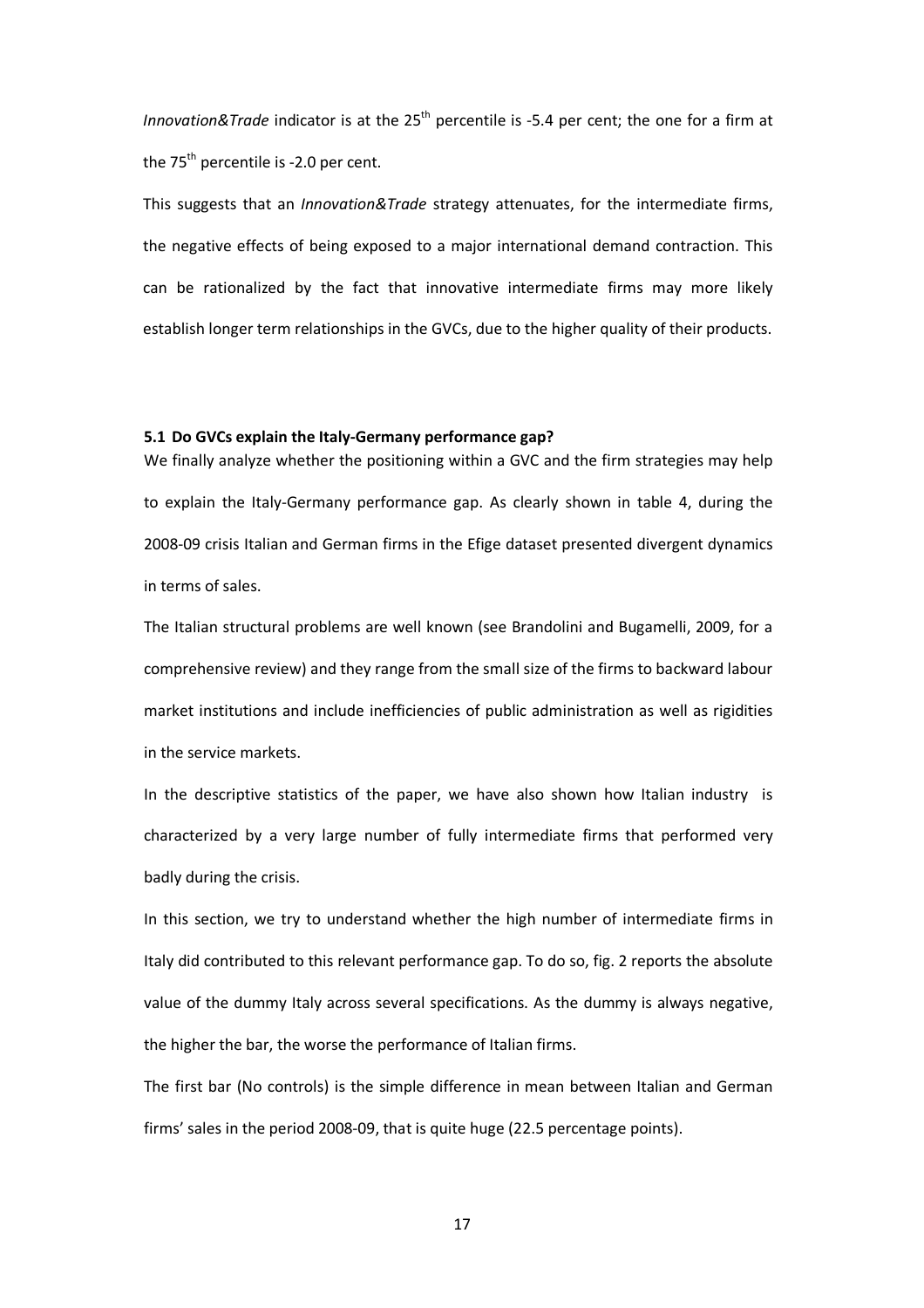*Innovation&Trade* indicator is at the 25th percentile is -5.4 per cent; the one for a firm at the 75th percentile is -2.0 per cent.

This suggests that an *Innovation&Trade* strategy attenuates, for the intermediate firms, the negative effects of being exposed to a major international demand contraction. This can be rationalized by the fact that innovative intermediate firms may more likely establish longer term relationships in the GVCs, due to the higher quality of their products.

### 5.1 Do GVCs explain the Italy-Germany performance gap?

We finally analyze whether the positioning within a GVC and the firm strategies may help to explain the Italy-Germany performance gap. As clearly shown in table 4, during the 2008-09 crisis Italian and German firms in the Efige dataset presented divergent dynamics in terms of sales.

The Italian structural problems are well known (see Brandolini and Bugamelli, 2009, for a comprehensive review) and they range from the small size of the firms to backward labour market institutions and include inefficiencies of public administration as well as rigidities in the service markets.

In the descriptive statistics of the paper, we have also shown how Italian industry is characterized by a very large number of fully intermediate firms that performed very badly during the crisis.

In this section, we try to understand whether the high number of intermediate firms in Italy did contributed to this relevant performance gap. To do so, fig. 2 reports the absolute value of the dummy Italy across several specifications. As the dummy is always negative, the higher the bar, the worse the performance of Italian firms.

The first bar (No controls) is the simple difference in mean between Italian and German firms' sales in the period 2008-09, that is quite huge (22.5 percentage points).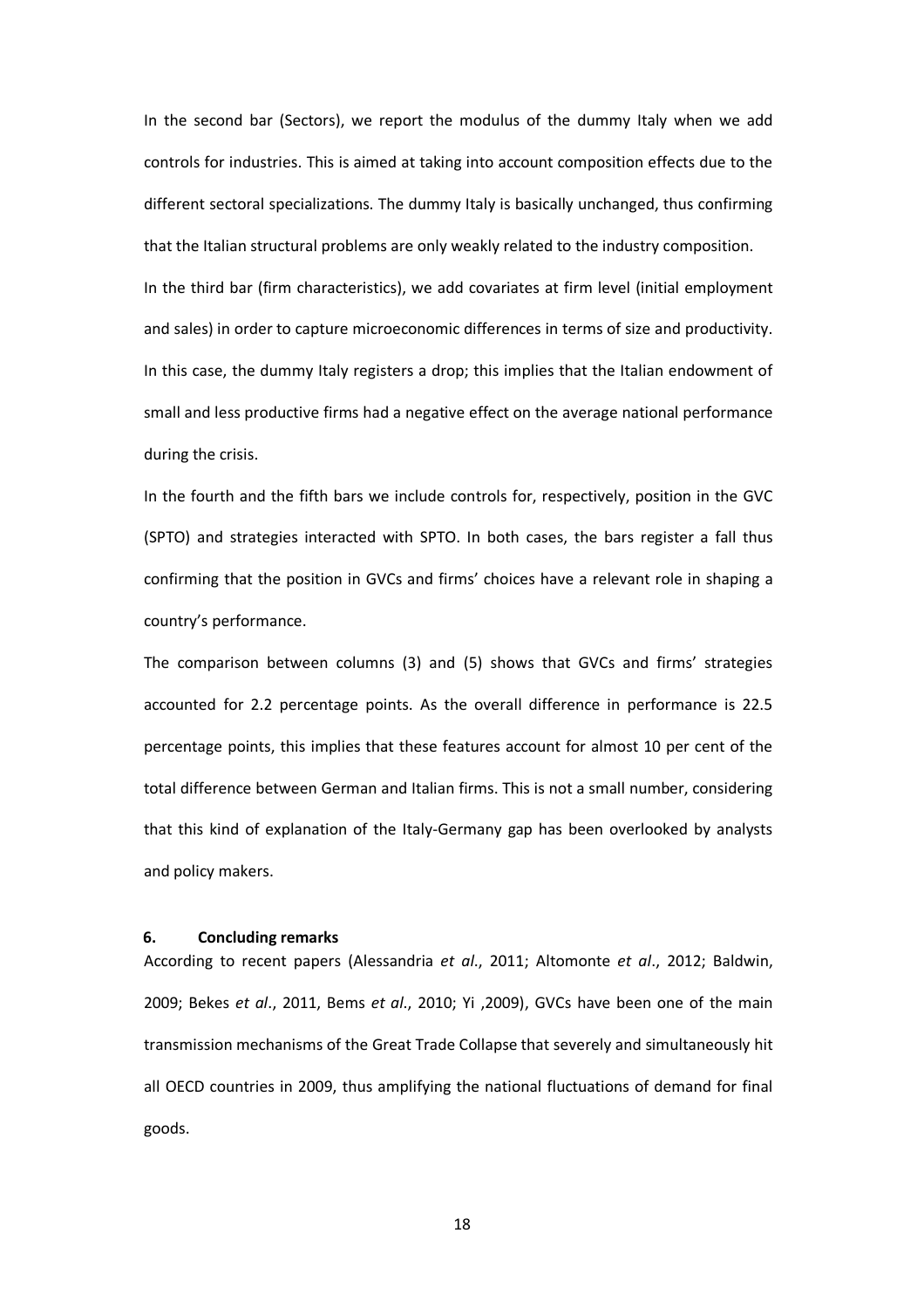In the second bar (Sectors), we report the modulus of the dummy Italy when we add controls for industries. This is aimed at taking into account composition effects due to the different sectoral specializations. The dummy Italy is basically unchanged, thus confirming that the Italian structural problems are only weakly related to the industry composition.

In the third bar (firm characteristics), we add covariates at firm level (initial employment and sales) in order to capture microeconomic differences in terms of size and productivity. In this case, the dummy Italy registers a drop; this implies that the Italian endowment of small and less productive firms had a negative effect on the average national performance during the crisis.

In the fourth and the fifth bars we include controls for, respectively, position in the GVC (SPTO) and strategies interacted with SPTO. In both cases, the bars register a fall thus confirming that the position in GVCs and firms' choices have a relevant role in shaping a country's performance.

The comparison between columns (3) and (5) shows that GVCs and firms' strategies accounted for 2.2 percentage points. As the overall difference in performance is 22.5 percentage points, this implies that these features account for almost 10 per cent of the total difference between German and Italian firms. This is not a small number, considering that this kind of explanation of the Italy-Germany gap has been overlooked by analysts and policy makers.

## 6. Concluding remarks

According to recent papers (Alessandria *et al*., 2011; Altomonte *et al*., 2012; Baldwin, 2009; Bekes *et al*., 2011, Bems *et al*., 2010; Yi ,2009), GVCs have been one of the main transmission mechanisms of the Great Trade Collapse that severely and simultaneously hit all OECD countries in 2009, thus amplifying the national fluctuations of demand for final goods.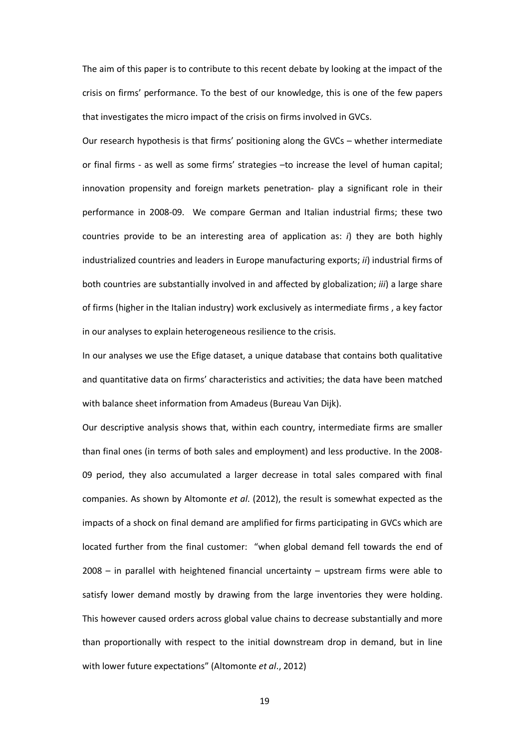The aim of this paper is to contribute to this recent debate by looking at the impact of the crisis on firms' performance. To the best of our knowledge, this is one of the few papers that investigates the micro impact of the crisis on firms involved in GVCs.

Our research hypothesis is that firms' positioning along the GVCs – whether intermediate or final firms - as well as some firms' strategies –to increase the level of human capital; innovation propensity and foreign markets penetration- play a significant role in their performance in 2008-09. We compare German and Italian industrial firms; these two countries provide to be an interesting area of application as: *i*) they are both highly industrialized countries and leaders in Europe manufacturing exports; *ii*) industrial firms of both countries are substantially involved in and affected by globalization; *iii*) a large share of firms (higher in the Italian industry) work exclusively as intermediate firms , a key factor in our analyses to explain heterogeneous resilience to the crisis.

In our analyses we use the Efige dataset, a unique database that contains both qualitative and quantitative data on firms' characteristics and activities; the data have been matched with balance sheet information from Amadeus (Bureau Van Dijk).

Our descriptive analysis shows that, within each country, intermediate firms are smaller than final ones (in terms of both sales and employment) and less productive. In the 2008-09 period, they also accumulated a larger decrease in total sales compared with final companies. As shown by Altomonte *et al*. (2012), the result is somewhat expected as the impacts of a shock on final demand are amplified for firms participating in GVCs which are located further from the final customer: "when global demand fell towards the end of 2008 – in parallel with heightened financial uncertainty – upstream firms were able to satisfy lower demand mostly by drawing from the large inventories they were holding. This however caused orders across global value chains to decrease substantially and more than proportionally with respect to the initial downstream drop in demand, but in line with lower future expectations" (Altomonte *et al*., 2012)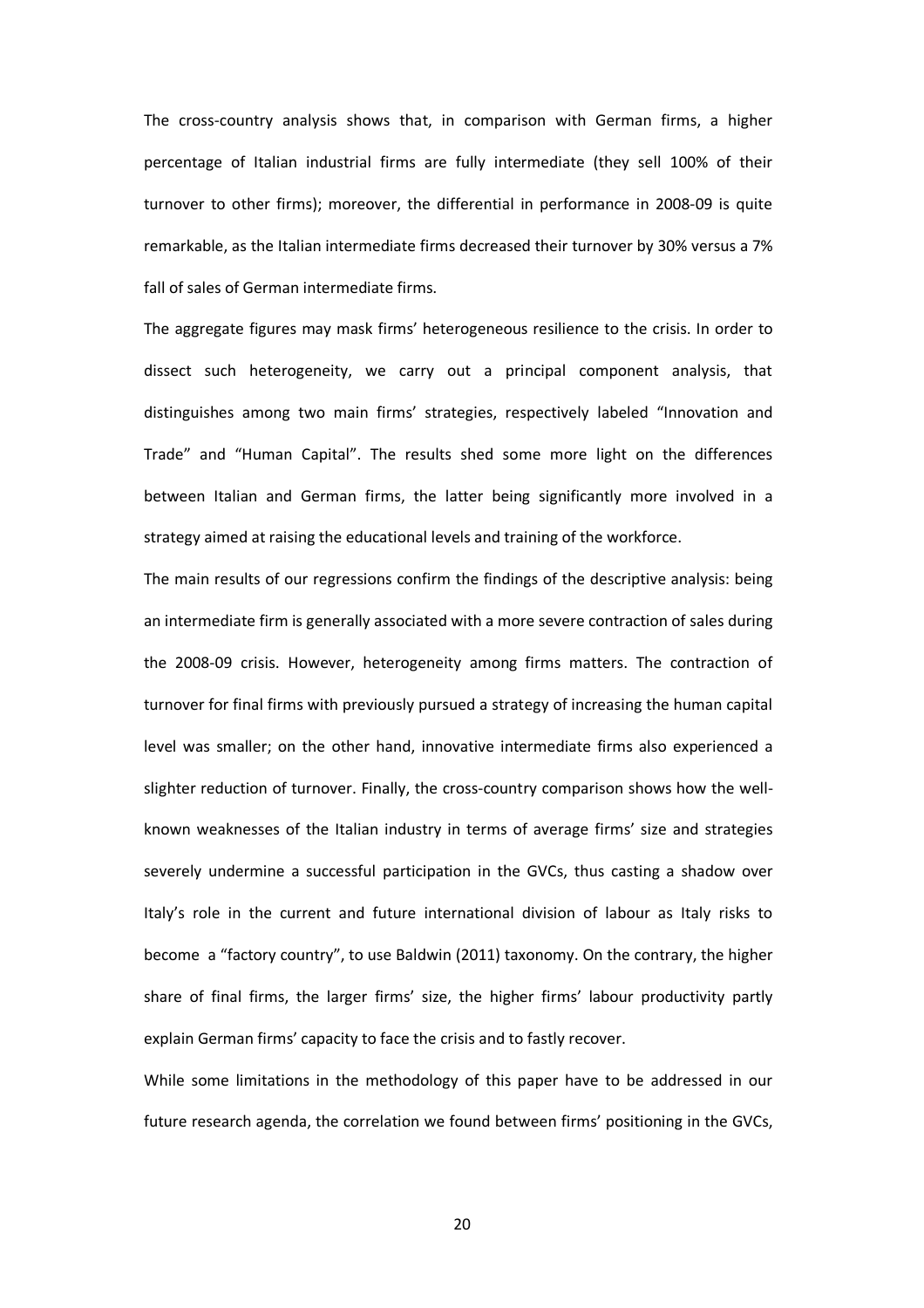The cross-country analysis shows that, in comparison with German firms, a higher percentage of Italian industrial firms are fully intermediate (they sell 100% of their turnover to other firms); moreover, the differential in performance in 2008-09 is quite remarkable, as the Italian intermediate firms decreased their turnover by 30% versus a 7% fall of sales of German intermediate firms.

The aggregate figures may mask firms' heterogeneous resilience to the crisis. In order to dissect such heterogeneity, we carry out a principal component analysis, that distinguishes among two main firms' strategies, respectively labeled "Innovation and Trade" and "Human Capital". The results shed some more light on the differences between Italian and German firms, the latter being significantly more involved in a strategy aimed at raising the educational levels and training of the workforce.

The main results of our regressions confirm the findings of the descriptive analysis: being an intermediate firm is generally associated with a more severe contraction of sales during the 2008-09 crisis. However, heterogeneity among firms matters. The contraction of turnover for final firms with previously pursued a strategy of increasing the human capital level was smaller; on the other hand, innovative intermediate firms also experienced a slighter reduction of turnover. Finally, the cross-country comparison shows how the well-known weaknesses of the Italian industry in terms of average firms' size and strategies severely undermine a successful participation in the GVCs, thus casting a shadow over Italy's role in the current and future international division of labour as Italy risks to become a "factory country", to use Baldwin (2011) taxonomy. On the contrary, the higher share of final firms, the larger firms' size, the higher firms' labour productivity partly explain German firms' capacity to face the crisis and to fastly recover.

While some limitations in the methodology of this paper have to be addressed in our future research agenda, the correlation we found between firms' positioning in the GVCs,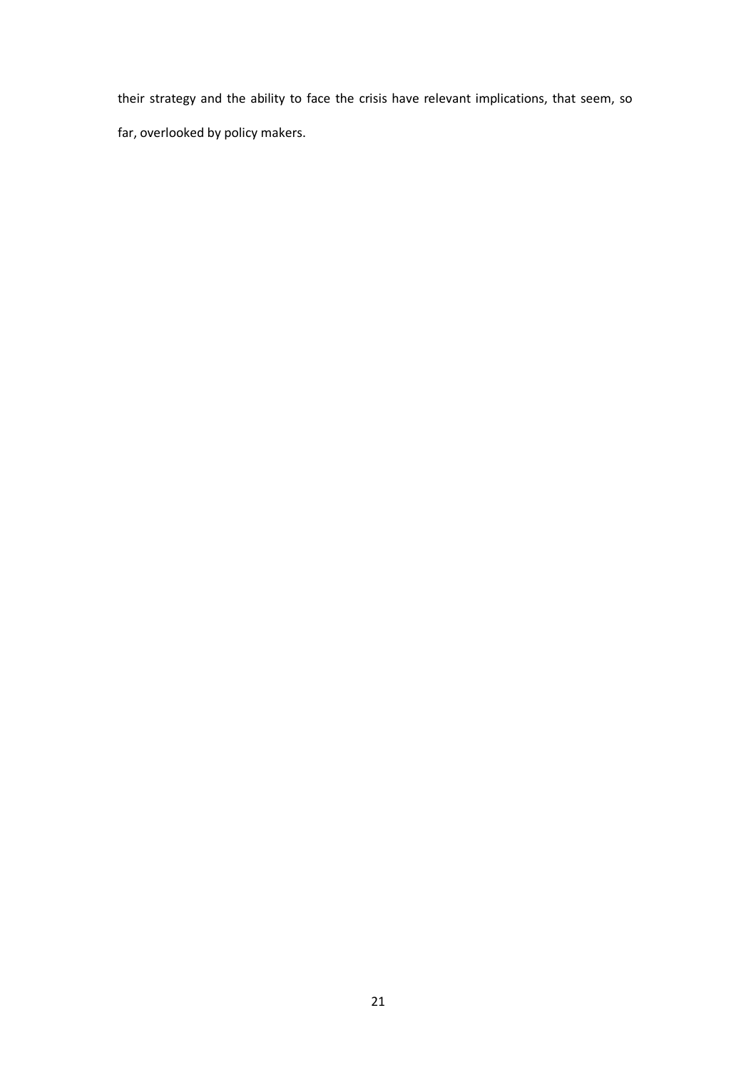their strategy and the ability to face the crisis have relevant implications, that seem, so far, overlooked by policy makers.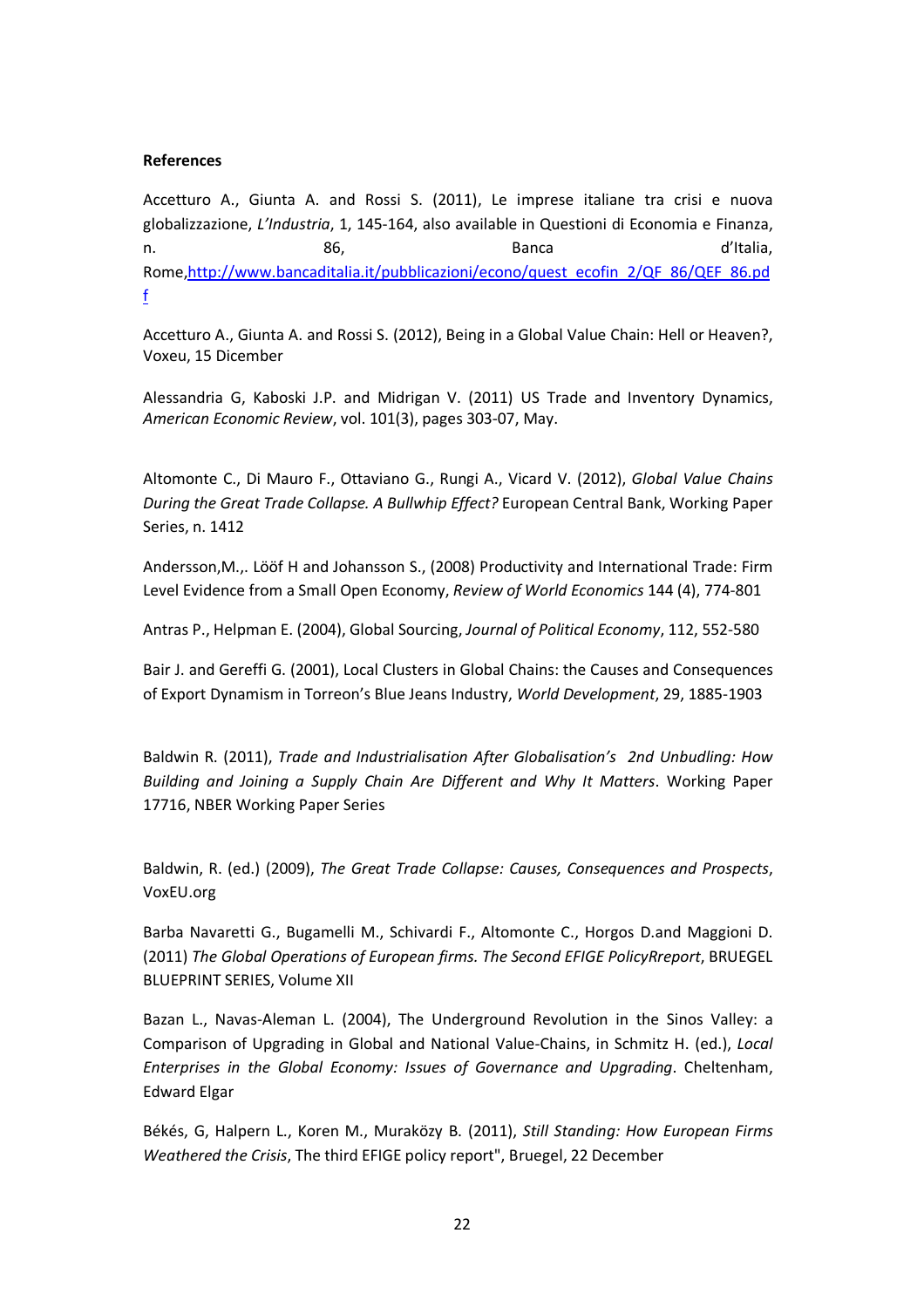**References**

Accetturo A., Giunta A. and Rossi S. (2011), Le imprese italiane tra crisi e nuova globalizzazione, *L'Industria*, 1, 145-164, also available in Questioni di Economia e Finanza, n. 86, Banca d'Italia, Rome,http://www.bancaditalia.it/pubblicazioni/econo/quest_ecofin_2/QF_86/QEF_86.pdf

Accetturo A., Giunta A. and Rossi S. (2012), Being in a Global Value Chain: Hell or Heaven?, Voxeu, 15 Dicember

Alessandria G, Kaboski J.P. and Midrigan V. (2011) US Trade and Inventory Dynamics, *American Economic Review*, vol. 101(3), pages 303-07, May.

Altomonte C., Di Mauro F., Ottaviano G., Rungi A., Vicard V. (2012), *Global Value Chains During the Great Trade Collapse. A Bullwhip Effect?* European Central Bank, Working Paper Series, n. 1412

Andersson,M.,. Lööf H and Johansson S., (2008) Productivity and International Trade: Firm Level Evidence from a Small Open Economy, *Review of World Economics* 144 (4), 774-801

Antras P., Helpman E. (2004), Global Sourcing, *Journal of Political Economy*, 112, 552-580

Bair J. and Gereffi G. (2001), Local Clusters in Global Chains: the Causes and Consequences of Export Dynamism in Torreon's Blue Jeans Industry, *World Development*, 29, 1885-1903

Baldwin R. (2011), *Trade and Industrialisation After Globalisation's 2nd Unbudling: How Building and Joining a Supply Chain Are Different and Why It Matters*. Working Paper 17716, NBER Working Paper Series

Baldwin, R. (ed.) (2009), *The Great Trade Collapse: Causes, Consequences and Prospects*, VoxEU.org

Barba Navaretti G., Bugamelli M., Schivardi F., Altomonte C., Horgos D.and Maggioni D. (2011) *The Global Operations of European firms. The Second EFIGE PolicyRreport*, BRUEGEL BLUEPRINT SERIES, Volume XII

Bazan L., Navas-Aleman L. (2004), The Underground Revolution in the Sinos Valley: a Comparison of Upgrading in Global and National Value-Chains, in Schmitz H. (ed.), *Local Enterprises in the Global Economy: Issues of Governance and Upgrading*. Cheltenham, Edward Elgar

Békés, G, Halpern L., Koren M., Muraközy B. (2011), *Still Standing: How European Firms Weathered the Crisis*, The third EFIGE policy report", Bruegel, 22 December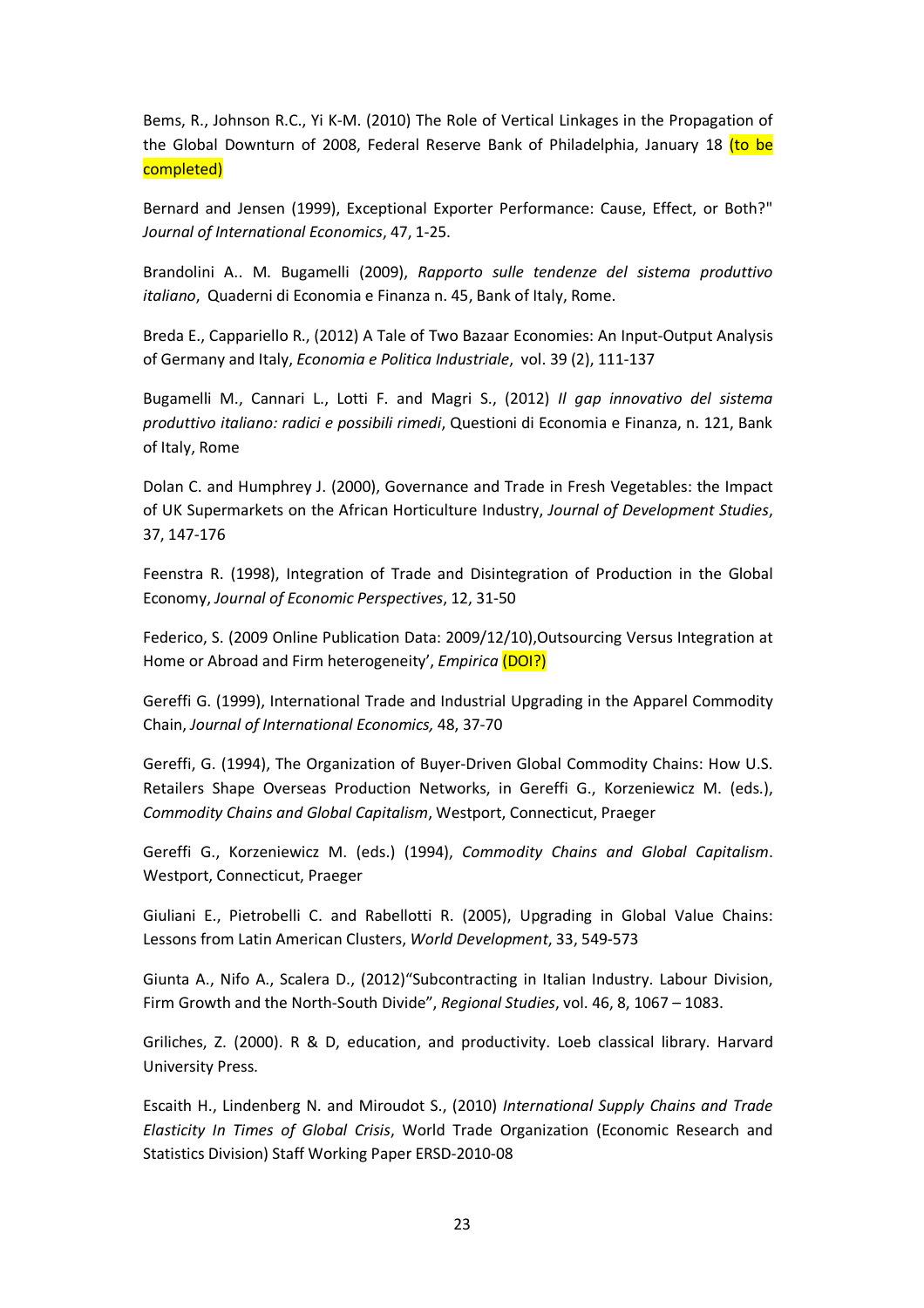Bems, R., Johnson R.C., Yi K-M. (2010) The Role of Vertical Linkages in the Propagation of the Global Downturn of 2008, Federal Reserve Bank of Philadelphia, January 18 (to be completed)

Bernard and Jensen (1999), Exceptional Exporter Performance: Cause, Effect, or Both?" *Journal of International Economics*, 47, 1-25.

Brandolini A.. M. Bugamelli (2009), *Rapporto sulle tendenze del sistema produttivo italiano*, Quaderni di Economia e Finanza n. 45, Bank of Italy, Rome.

Breda E., Cappariello R., (2012) A Tale of Two Bazaar Economies: An Input-Output Analysis of Germany and Italy, *Economia e Politica Industriale*, vol. 39 (2), 111-137

Bugamelli M., Cannari L., Lotti F. and Magri S., (2012) *Il gap innovativo del sistema produttivo italiano: radici e possibili rimedi*, Questioni di Economia e Finanza, n. 121, Bank of Italy, Rome

Dolan C. and Humphrey J. (2000), Governance and Trade in Fresh Vegetables: the Impact of UK Supermarkets on the African Horticulture Industry, *Journal of Development Studies*, 37, 147-176

Feenstra R. (1998), Integration of Trade and Disintegration of Production in the Global Economy, *Journal of Economic Perspectives*, 12, 31-50

Federico, S. (2009 Online Publication Data: 2009/12/10),Outsourcing Versus Integration at Home or Abroad and Firm heterogeneity', *Empirica* (DOI?)

Gereffi G. (1999), International Trade and Industrial Upgrading in the Apparel Commodity Chain, *Journal of International Economics,* 48, 37-70

Gereffi, G. (1994), The Organization of Buyer-Driven Global Commodity Chains: How U.S. Retailers Shape Overseas Production Networks, in Gereffi G., Korzeniewicz M. (eds.), *Commodity Chains and Global Capitalism*, Westport, Connecticut, Praeger

Gereffi G., Korzeniewicz M. (eds.) (1994), *Commodity Chains and Global Capitalism*. Westport, Connecticut, Praeger

Giuliani E., Pietrobelli C. and Rabellotti R. (2005), Upgrading in Global Value Chains: Lessons from Latin American Clusters, *World Development*, 33, 549-573

Giunta A., Nifo A., Scalera D., (2012)"Subcontracting in Italian Industry. Labour Division, Firm Growth and the North-South Divide", *Regional Studies*, vol. 46, 8, 1067 – 1083.

Griliches, Z. (2000). R & D, education, and productivity. Loeb classical library. Harvard University Press.

Escaith H., Lindenberg N. and Miroudot S., (2010) *International Supply Chains and Trade Elasticity In Times of Global Crisis*, World Trade Organization (Economic Research and Statistics Division) Staff Working Paper ERSD-2010-08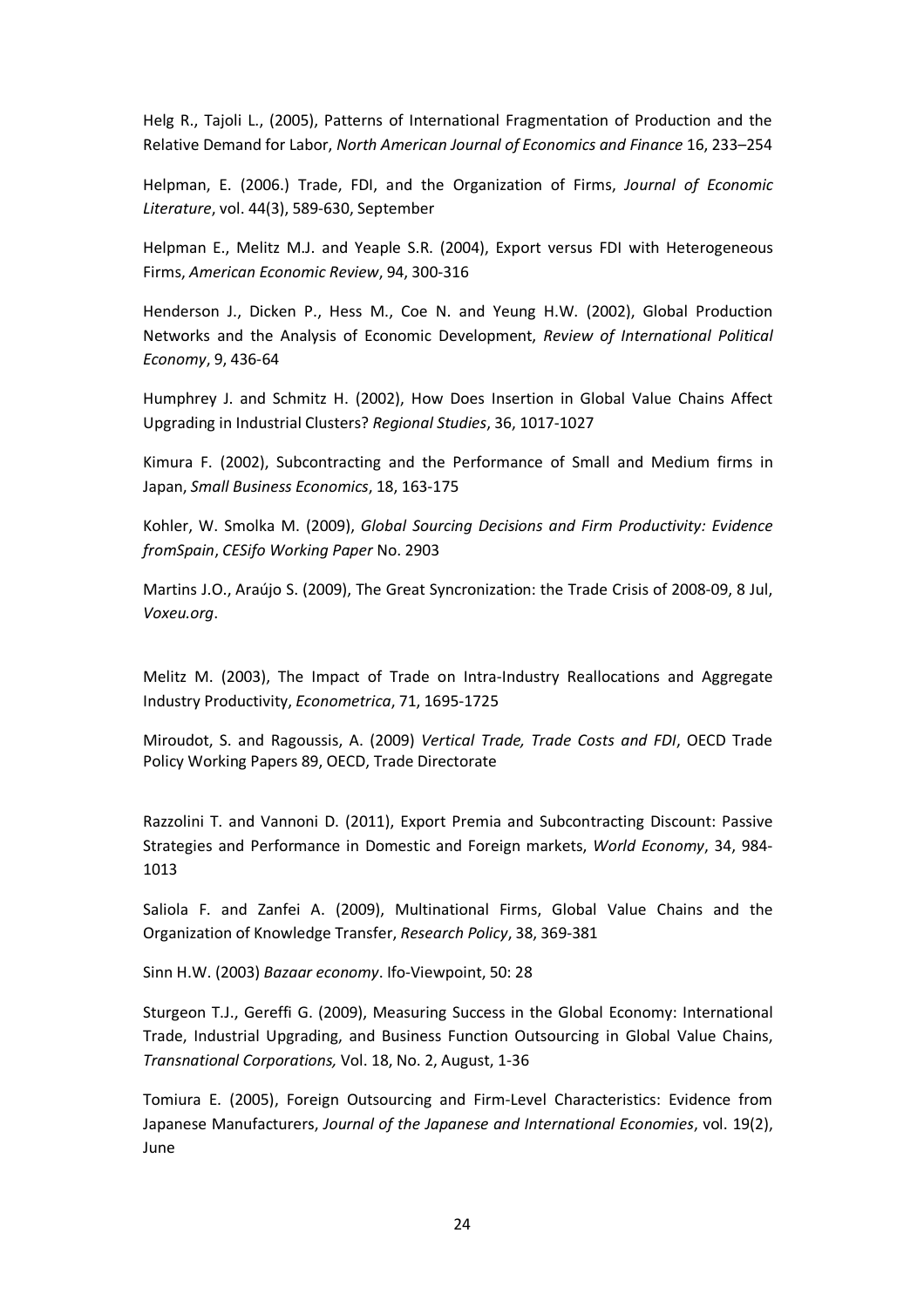Helg R., Tajoli L., (2005), Patterns of International Fragmentation of Production and the Relative Demand for Labor, *North American Journal of Economics and Finance* 16, 233–254

Helpman, E. (2006.) Trade, FDI, and the Organization of Firms, *Journal of Economic Literature*, vol. 44(3), 589-630, September

Helpman E., Melitz M.J. and Yeaple S.R. (2004), Export versus FDI with Heterogeneous Firms, *American Economic Review*, 94, 300-316

Henderson J., Dicken P., Hess M., Coe N. and Yeung H.W. (2002), Global Production Networks and the Analysis of Economic Development, *Review of International Political Economy*, 9, 436-64

Humphrey J. and Schmitz H. (2002), How Does Insertion in Global Value Chains Affect Upgrading in Industrial Clusters? *Regional Studies*, 36, 1017-1027

Kimura F. (2002), Subcontracting and the Performance of Small and Medium firms in Japan, *Small Business Economics*, 18, 163-175

Kohler, W. Smolka M. (2009), *Global Sourcing Decisions and Firm Productivity: Evidence fromSpain*, *CESifo Working Paper* No. 2903

Martins J.O., Araújo S. (2009), The Great Syncronization: the Trade Crisis of 2008-09, 8 Jul, *Voxeu.org*.

Melitz M. (2003), The Impact of Trade on Intra-Industry Reallocations and Aggregate Industry Productivity, *Econometrica*, 71, 1695-1725

Miroudot, S. and Ragoussis, A. (2009) *Vertical Trade, Trade Costs and FDI*, OECD Trade Policy Working Papers 89, OECD, Trade Directorate

Razzolini T. and Vannoni D. (2011), Export Premia and Subcontracting Discount: Passive Strategies and Performance in Domestic and Foreign markets, *World Economy*, 34, 984-1013

Saliola F. and Zanfei A. (2009), Multinational Firms, Global Value Chains and the Organization of Knowledge Transfer, *Research Policy*, 38, 369-381

Sinn H.W. (2003) *Bazaar economy*. Ifo-Viewpoint, 50: 28

Sturgeon T.J., Gereffi G. (2009), Measuring Success in the Global Economy: International Trade, Industrial Upgrading, and Business Function Outsourcing in Global Value Chains, *Transnational Corporations,* Vol. 18, No. 2, August, 1-36

Tomiura E. (2005), Foreign Outsourcing and Firm-Level Characteristics: Evidence from Japanese Manufacturers, *Journal of the Japanese and International Economies*, vol. 19(2), June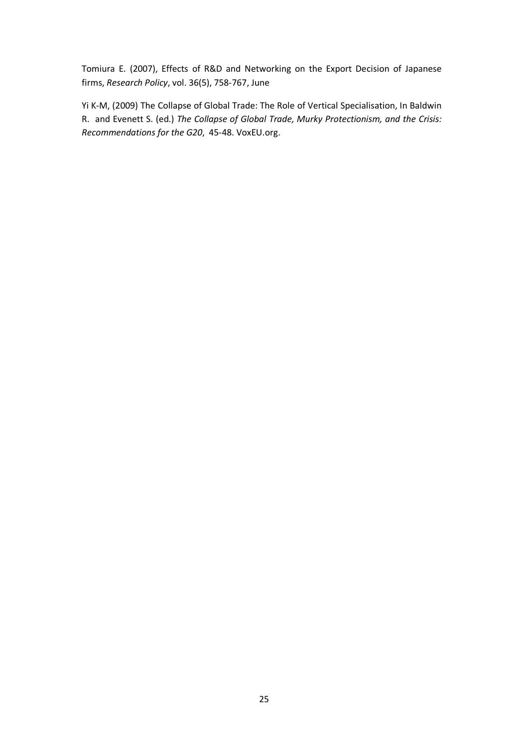Tomiura E. (2007), Effects of R&D and Networking on the Export Decision of Japanese firms, *Research Policy*, vol. 36(5), 758-767, June

Yi K-M, (2009) The Collapse of Global Trade: The Role of Vertical Specialisation, In Baldwin R. and Evenett S. (ed.) *The Collapse of Global Trade, Murky Protectionism, and the Crisis: Recommendations for the G20*, 45-48. VoxEU.org.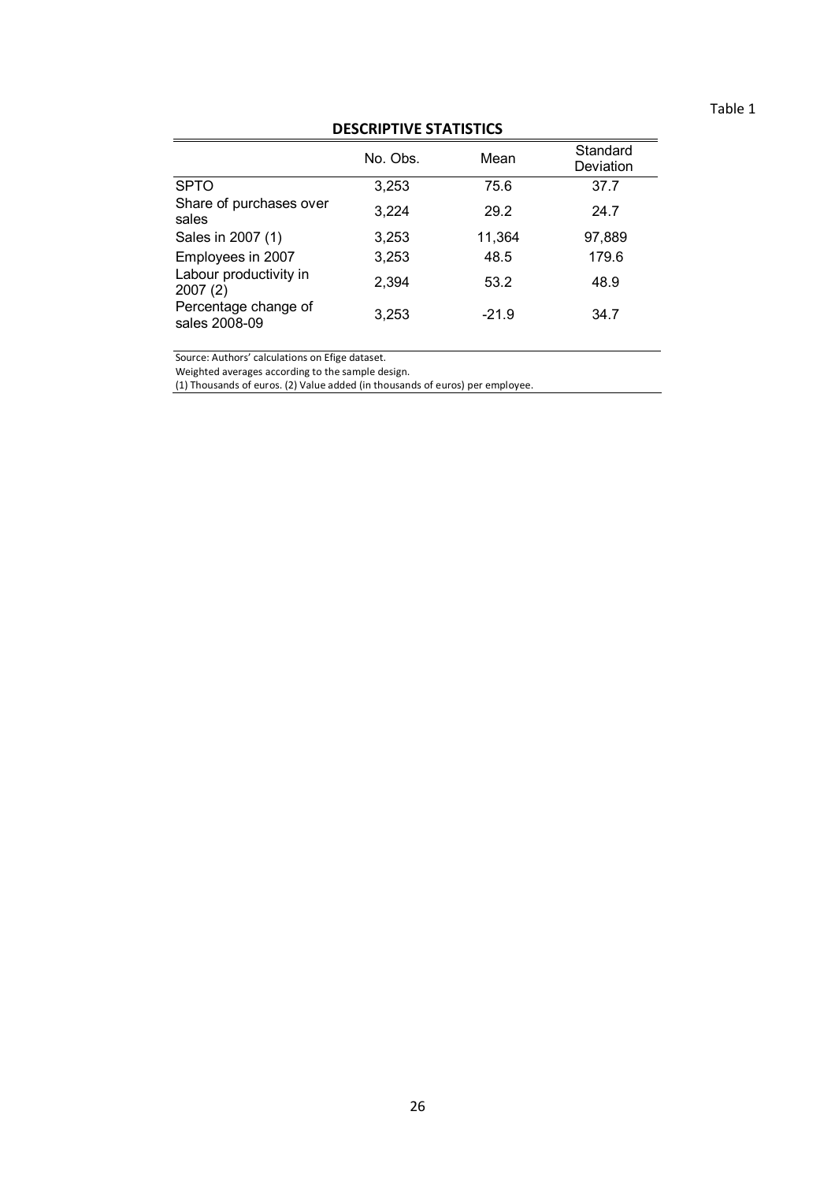Table 1

**DESCRIPTIVE STATISTICS**

| | No. Obs. | Mean | Standard Deviation |
|---|---|---|---|
| SPTO | 3,253 | 75.6 | 37.7 |
| Share of purchases over sales | 3,224 | 29.2 | 24.7 |
| Sales in 2007 (1) | 3,253 | 11,364 | 97,889 |
| Employees in 2007 | 3,253 | 48.5 | 179.6 |
| Labour productivity in 2007 (2) | 2,394 | 53.2 | 48.9 |
| Percentage change of sales 2008-09 | 3,253 | -21.9 | 34.7 |

Source: Authors' calculations on Efige dataset.
Weighted averages according to the sample design.
(1) Thousands of euros. (2) Value added (in thousands of euros) per employee.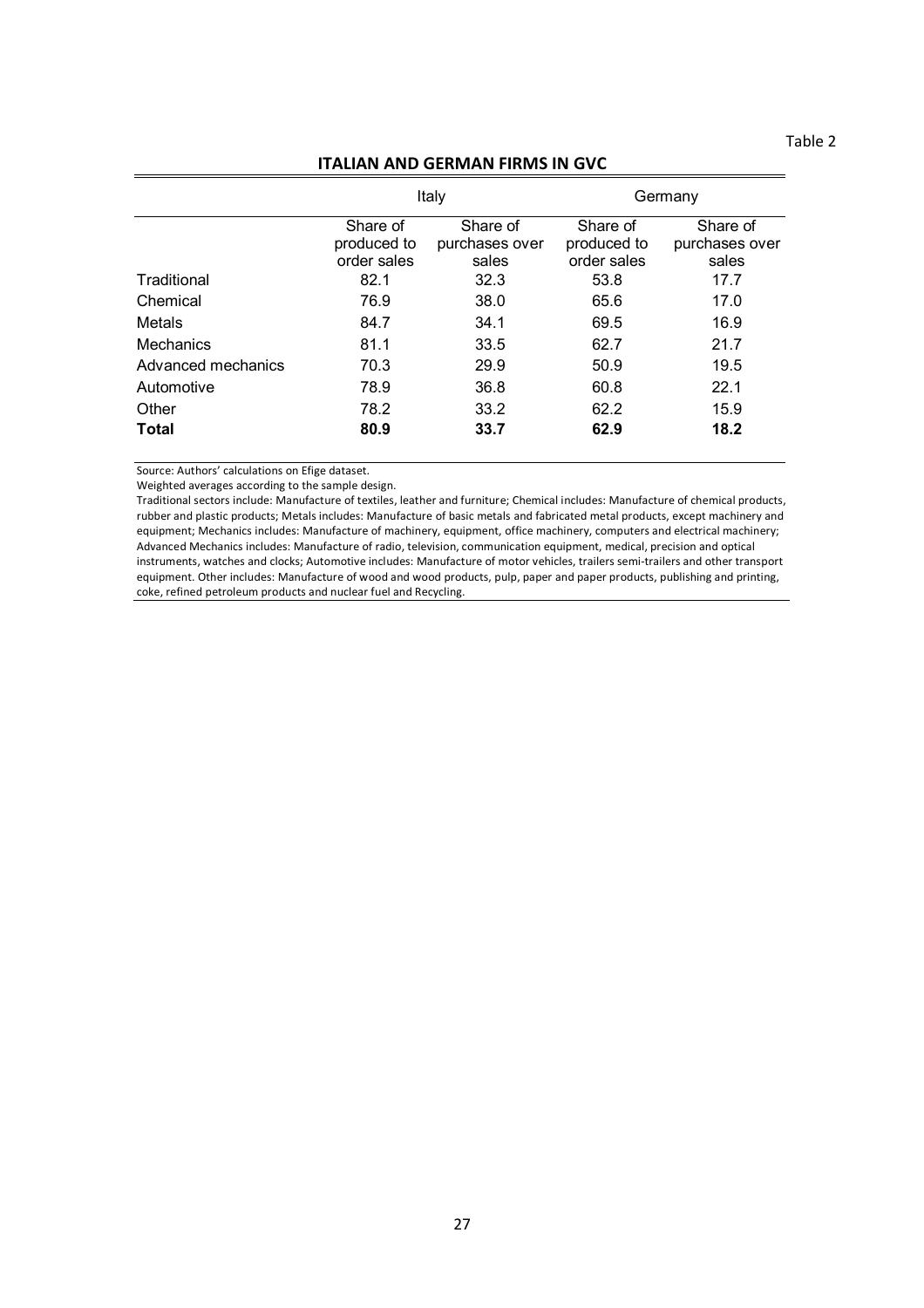Table 2

**ITALIAN AND GERMAN FIRMS IN GVC**

| | Italy | | Germany | |
|---|---|---|---|---|
| | Share of produced to order sales | Share of purchases over sales | Share of produced to order sales | Share of purchases over sales |
| Traditional | 82.1 | 32.3 | 53.8 | 17.7 |
| Chemical | 76.9 | 38.0 | 65.6 | 17.0 |
| Metals | 84.7 | 34.1 | 69.5 | 16.9 |
| Mechanics | 81.1 | 33.5 | 62.7 | 21.7 |
| Advanced mechanics | 70.3 | 29.9 | 50.9 | 19.5 |
| Automotive | 78.9 | 36.8 | 60.8 | 22.1 |
| Other | 78.2 | 33.2 | 62.2 | 15.9 |
| **Total** | **80.9** | **33.7** | **62.9** | **18.2** |

Source: Authors' calculations on Efige dataset.

Weighted averages according to the sample design.

Traditional sectors include: Manufacture of textiles, leather and furniture; Chemical includes: Manufacture of chemical products, rubber and plastic products; Metals includes: Manufacture of basic metals and fabricated metal products, except machinery and equipment; Mechanics includes: Manufacture of machinery, equipment, office machinery, computers and electrical machinery; Advanced Mechanics includes: Manufacture of radio, television, communication equipment, medical, precision and optical instruments, watches and clocks; Automotive includes: Manufacture of motor vehicles, trailers semi-trailers and other transport equipment. Other includes: Manufacture of wood and wood products, pulp, paper and paper products, publishing and printing, coke, refined petroleum products and nuclear fuel and Recycling.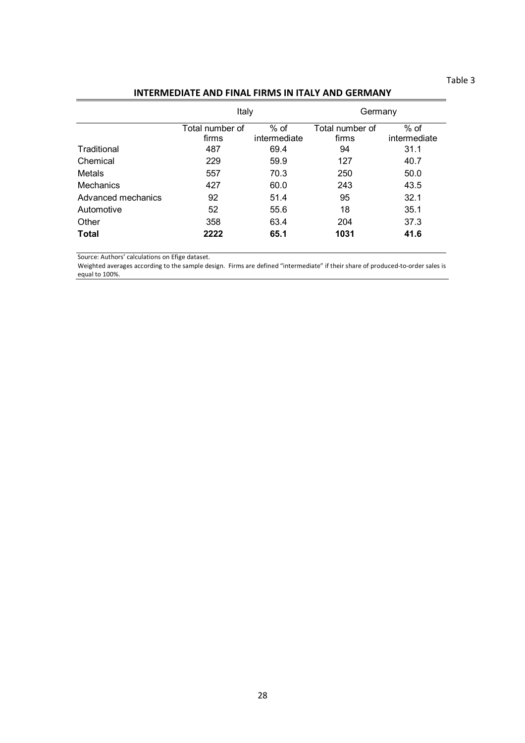Table 3

**INTERMEDIATE AND FINAL FIRMS IN ITALY AND GERMANY**

| | Italy | | Germany | |
|---|---|---|---|---|
| | Total number of firms | % of intermediate | Total number of firms | % of intermediate |
| Traditional | 487 | 69.4 | 94 | 31.1 |
| Chemical | 229 | 59.9 | 127 | 40.7 |
| Metals | 557 | 70.3 | 250 | 50.0 |
| Mechanics | 427 | 60.0 | 243 | 43.5 |
| Advanced mechanics | 92 | 51.4 | 95 | 32.1 |
| Automotive | 52 | 55.6 | 18 | 35.1 |
| Other | 358 | 63.4 | 204 | 37.3 |
| **Total** | **2222** | **65.1** | **1031** | **41.6** |

Source: Authors' calculations on Efige dataset.

Weighted averages according to the sample design. Firms are defined "intermediate" if their share of produced-to-order sales is equal to 100%.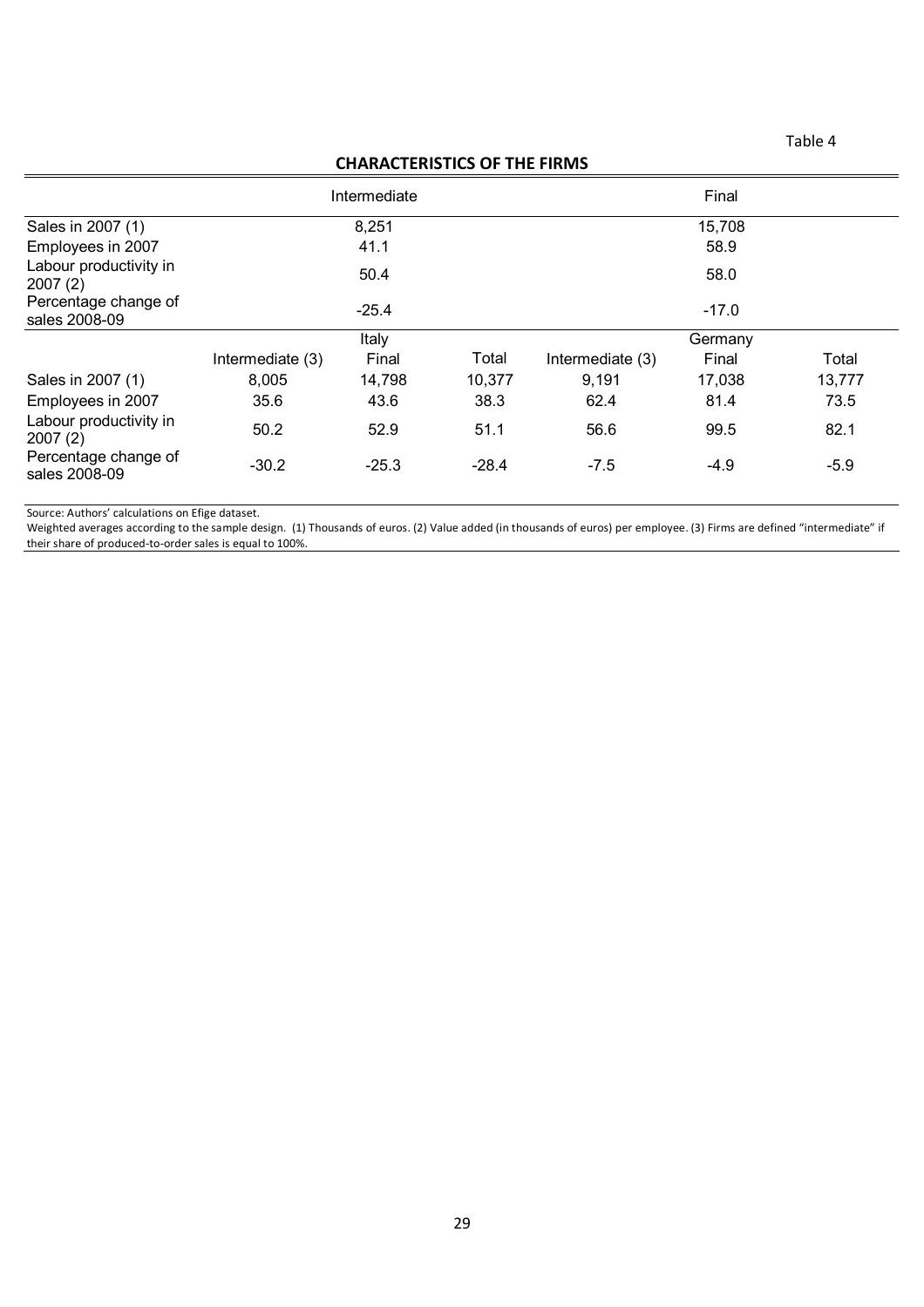Table 4

**CHARACTERISTICS OF THE FIRMS**

| | Intermediate | | | Final | | |
|---|---|---|---|---|---|---|
| Sales in 2007 (1) | 8,251 | | | 15,708 | | |
| Employees in 2007 | 41.1 | | | 58.9 | | |
| Labour productivity in 2007 (2) | 50.4 | | | 58.0 | | |
| Percentage change of sales 2008-09 | -25.4 | | | -17.0 | | |
| | Italy | | | Germany | | |
| | Intermediate (3) | Final | Total | Intermediate (3) | Final | Total |
| Sales in 2007 (1) | 8,005 | 14,798 | 10,377 | 9,191 | 17,038 | 13,777 |
| Employees in 2007 | 35.6 | 43.6 | 38.3 | 62.4 | 81.4 | 73.5 |
| Labour productivity in 2007 (2) | 50.2 | 52.9 | 51.1 | 56.6 | 99.5 | 82.1 |
| Percentage change of sales 2008-09 | -30.2 | -25.3 | -28.4 | -7.5 | -4.9 | -5.9 |

Source: Authors' calculations on Efige dataset.
Weighted averages according to the sample design. (1) Thousands of euros. (2) Value added (in thousands of euros) per employee. (3) Firms are defined "intermediate" if their share of produced-to-order sales is equal to 100%.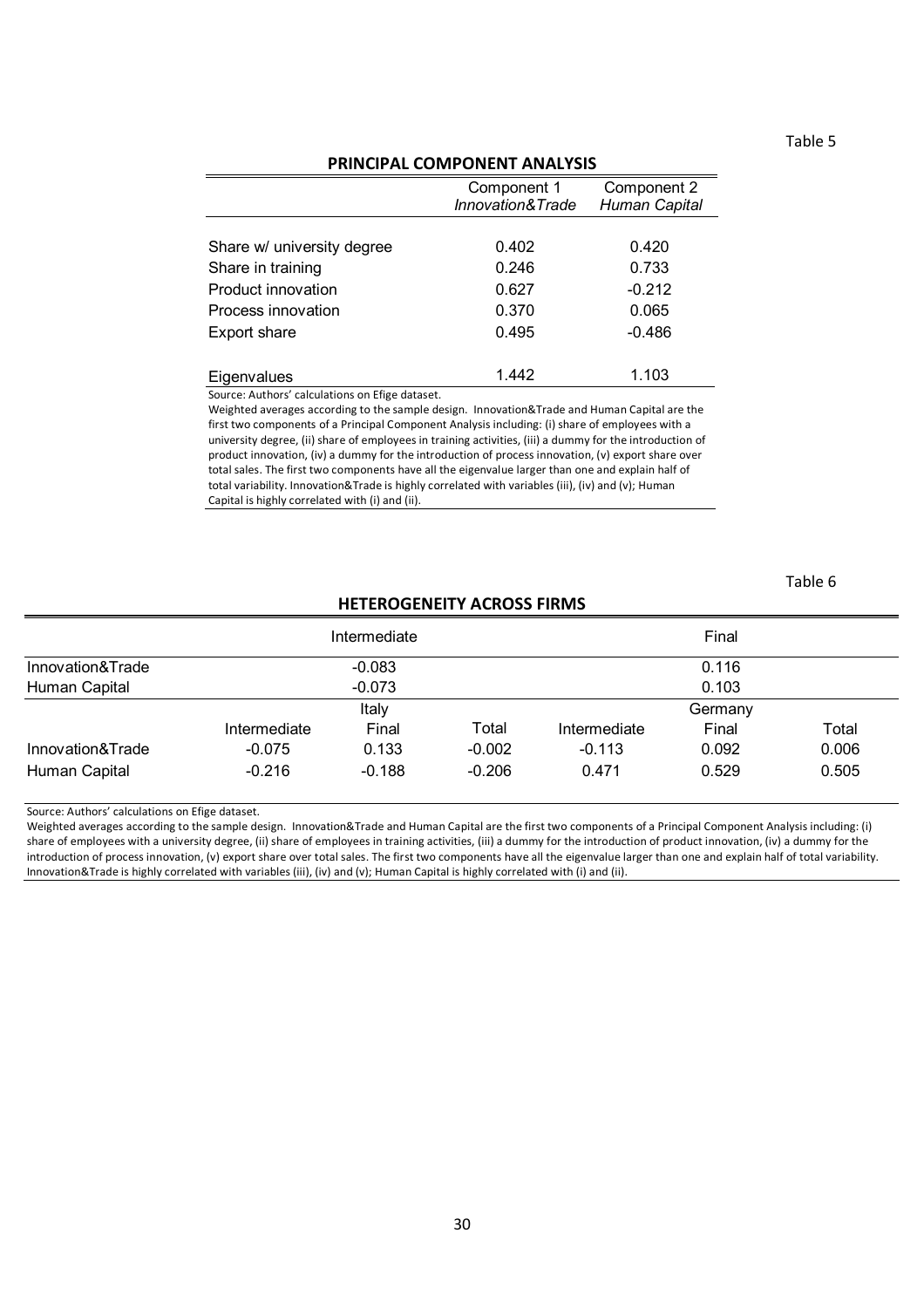Table 5

## PRINCIPAL COMPONENT ANALYSIS

| | Component 1 *Innovation&Trade* | Component 2 *Human Capital* |
|---|---|---|
| Share w/ university degree | 0.402 | 0.420 |
| Share in training | 0.246 | 0.733 |
| Product innovation | 0.627 | -0.212 |
| Process innovation | 0.370 | 0.065 |
| Export share | 0.495 | -0.486 |
| Eigenvalues | 1.442 | 1.103 |

Source: Authors' calculations on Efige dataset.
Weighted averages according to the sample design. Innovation&Trade and Human Capital are the first two components of a Principal Component Analysis including: (i) share of employees with a university degree, (ii) share of employees in training activities, (iii) a dummy for the introduction of product innovation, (iv) a dummy for the introduction of process innovation, (v) export share over total sales. The first two components have all the eigenvalue larger than one and explain half of total variability. Innovation&Trade is highly correlated with variables (iii), (iv) and (v); Human Capital is highly correlated with (i) and (ii).

Table 6

## HETEROGENEITY ACROSS FIRMS

| | Intermediate | Final |
|---|---|---|
| Innovation&Trade | -0.083 | 0.116 |
| Human Capital | -0.073 | 0.103 |

| | Italy | | | Germany | | |
|---|---|---|---|---|---|---|
| | Intermediate | Final | Total | Intermediate | Final | Total |
| Innovation&Trade | -0.075 | 0.133 | -0.002 | -0.113 | 0.092 | 0.006 |
| Human Capital | -0.216 | -0.188 | -0.206 | 0.471 | 0.529 | 0.505 |

Source: Authors' calculations on Efige dataset.
Weighted averages according to the sample design. Innovation&Trade and Human Capital are the first two components of a Principal Component Analysis including: (i) share of employees with a university degree, (ii) share of employees in training activities, (iii) a dummy for the introduction of product innovation, (iv) a dummy for the introduction of process innovation, (v) export share over total sales. The first two components have all the eigenvalue larger than one and explain half of total variability. Innovation&Trade is highly correlated with variables (iii), (iv) and (v); Human Capital is highly correlated with (i) and (ii).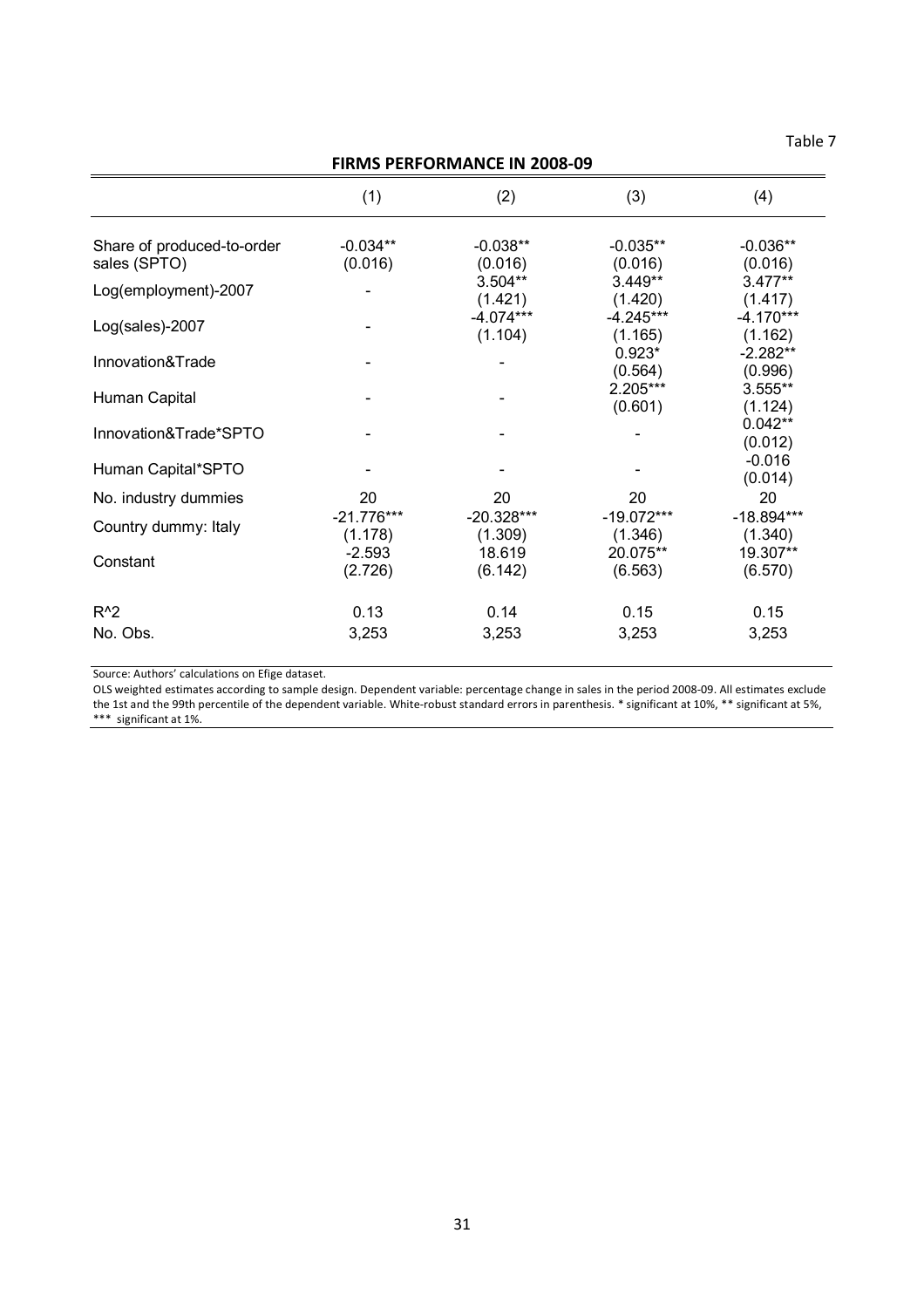Table 7

**FIRMS PERFORMANCE IN 2008-09**

| | (1) | (2) | (3) | (4) |
|---|---|---|---|---|
| Share of produced-to-order sales (SPTO) | -0.034** | -0.038** | -0.035** | -0.036** |
| | (0.016) | (0.016) | (0.016) | (0.016) |
| Log(employment)-2007 | - | 3.504** | 3.449** | 3.477** |
| | | (1.421) | (1.420) | (1.417) |
| Log(sales)-2007 | - | -4.074*** | -4.245*** | -4.170*** |
| | | (1.104) | (1.165) | (1.162) |
| Innovation&Trade | - | - | 0.923* | -2.282** |
| | | | (0.564) | (0.996) |
| Human Capital | - | - | 2.205*** | 3.555** |
| | | | (0.601) | (1.124) |
| Innovation&Trade*SPTO | - | - | - | 0.042** |
| | | | | (0.012) |
| Human Capital*SPTO | - | - | - | -0.016 |
| | | | | (0.014) |
| No. industry dummies | 20 | 20 | 20 | 20 |
| Country dummy: Italy | -21.776*** | -20.328*** | -19.072*** | -18.894*** |
| | (1.178) | (1.309) | (1.346) | (1.340) |
| Constant | -2.593 | 18.619 | 20.075** | 19.307** |
| | (2.726) | (6.142) | (6.563) | (6.570) |
| $R^2$ | 0.13 | 0.14 | 0.15 | 0.15 |
| No. Obs. | 3,253 | 3,253 | 3,253 | 3,253 |

Source: Authors' calculations on Efige dataset.

OLS weighted estimates according to sample design. Dependent variable: percentage change in sales in the period 2008-09. All estimates exclude the 1st and the 99th percentile of the dependent variable. White-robust standard errors in parenthesis. * significant at 10%, ** significant at 5%, *** significant at 1%.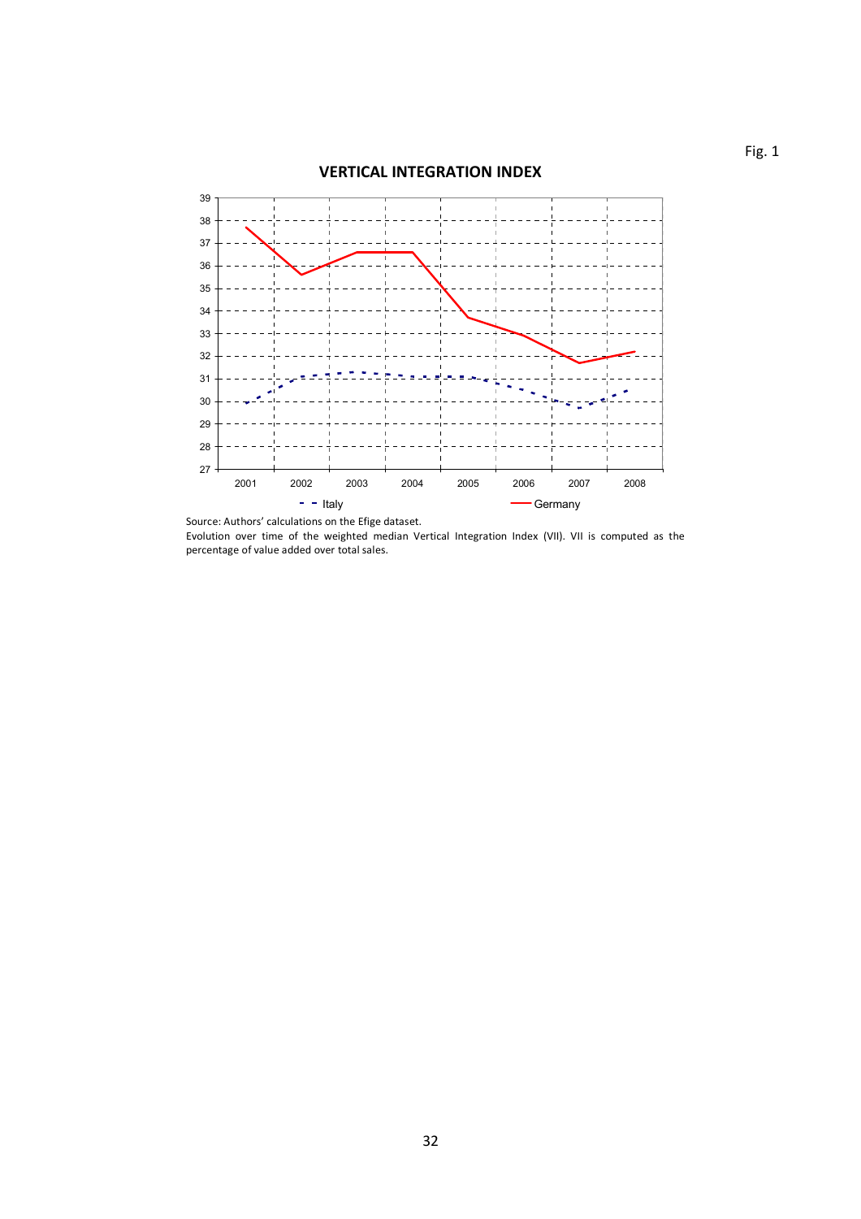Fig. 1

**VERTICAL INTEGRATION INDEX**

Source: Authors' calculations on the Efige dataset.

Evolution over time of the weighted median Vertical Integration Index (VII). VII is computed as the percentage of value added over total sales.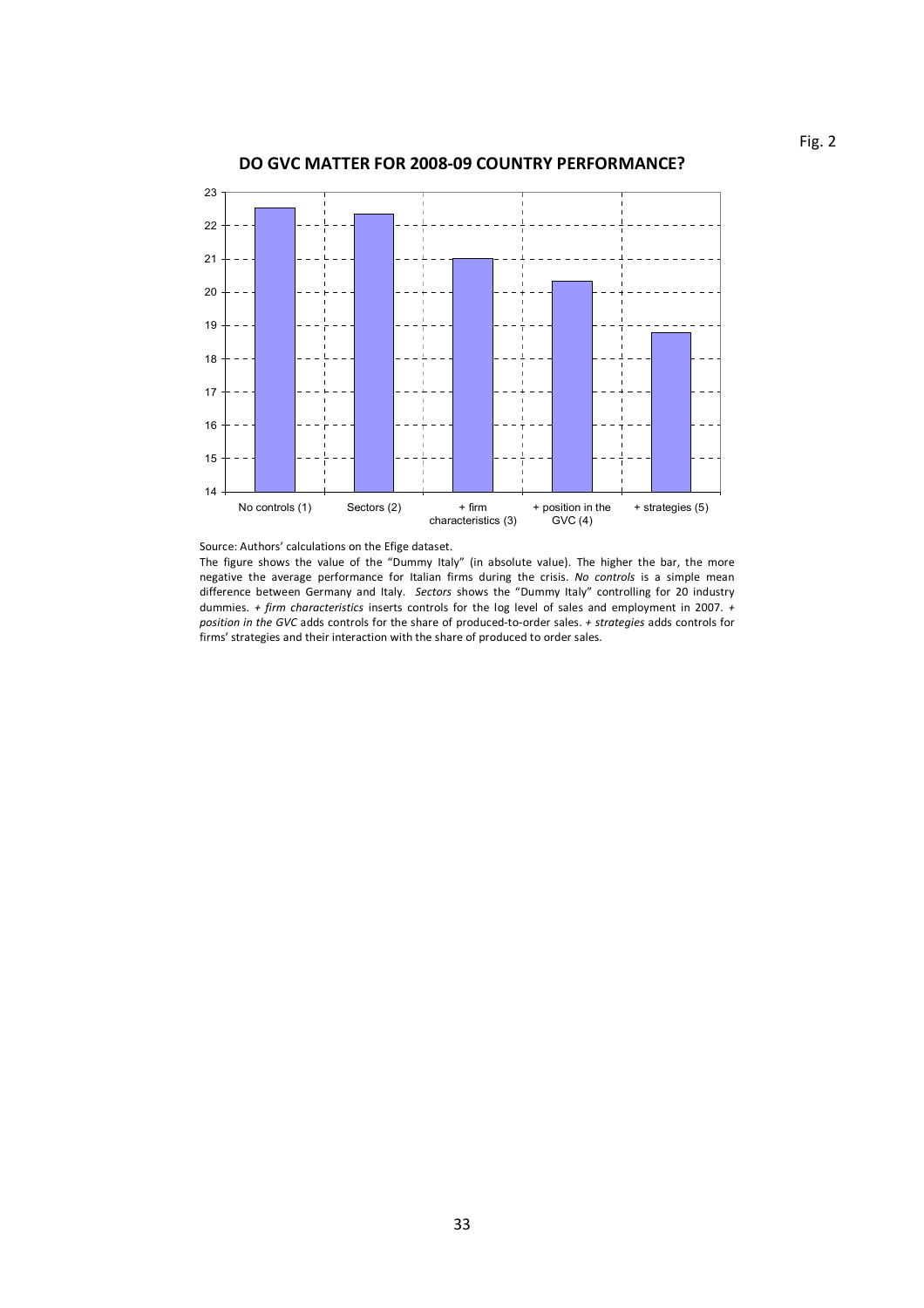Fig. 2

**DO GVC MATTER FOR 2008-09 COUNTRY PERFORMANCE?**

23
22
21
20
19
18
17
16
15
14

No controls (1)
Sectors (2)
+ firm characteristics (3)
+ position in the GVC (4)
+ strategies (5)

Source: Authors' calculations on the Efige dataset.

The figure shows the value of the "Dummy Italy" (in absolute value). The higher the bar, the more negative the average performance for Italian firms during the crisis. *No controls* is a simple mean difference between Germany and Italy. *Sectors* shows the "Dummy Italy" controlling for 20 industry dummies. *+ firm characteristics* inserts controls for the log level of sales and employment in 2007. *+ position in the GVC* adds controls for the share of produced-to-order sales. *+ strategies* adds controls for firms' strategies and their interaction with the share of produced to order sales.